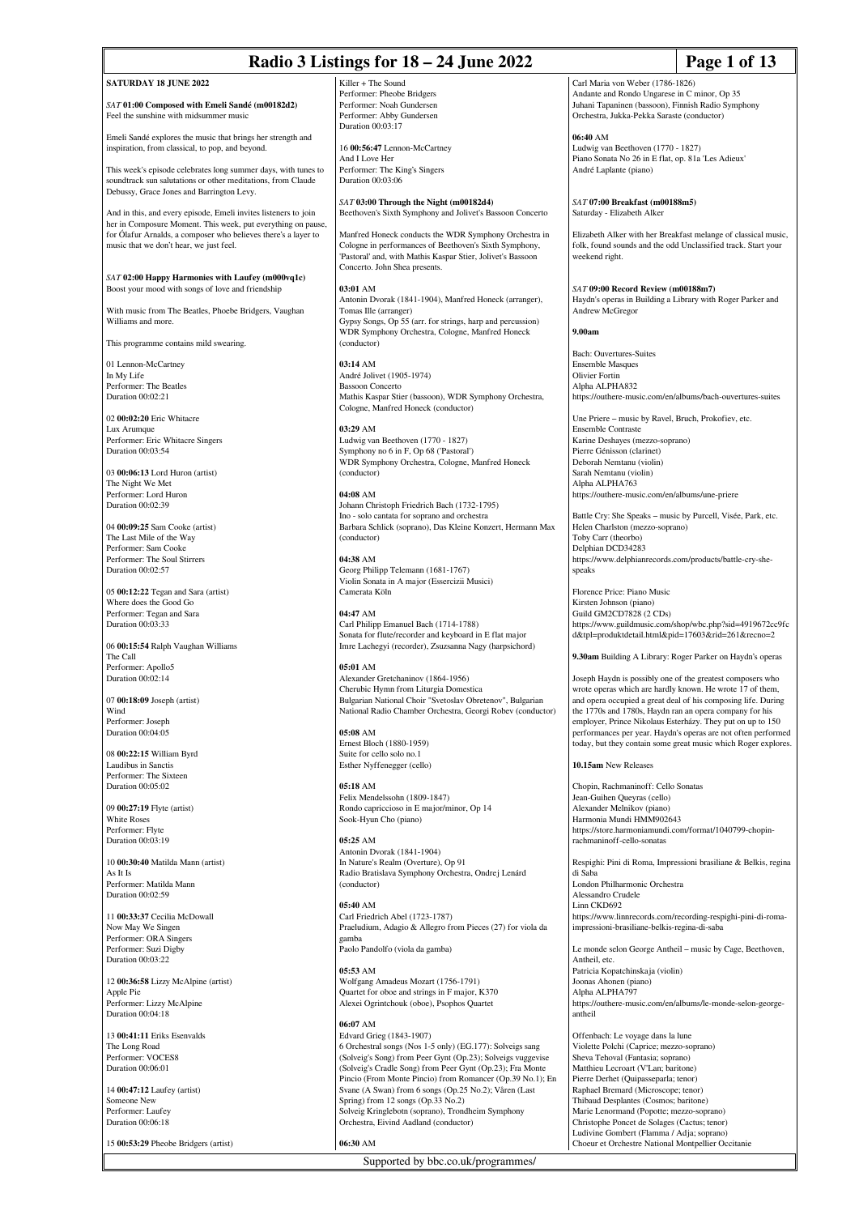# Radio 3 Listings for 18 – 24 June 2022

## SATURDAY 18 JUNE 2022

*SAT* **01:00 Composed with Emeli Sandé (m00182d2)**
Feel the sunshine with midsummer music

Emeli Sandé explores the music that brings her strength and inspiration, from classical, to pop, and beyond.

This week's episode celebrates long summer days, with tunes to soundtrack sun salutations or other meditations, from Claude Debussy, Grace Jones and Barrington Levy.

And in this, and every episode, Emeli invites listeners to join her in Composure Moment. This week, put everything on pause, for Ólafur Arnalds, a composer who believes there's a layer to music that we don't hear, we just feel.

*SAT* **02:00 Happy Harmonies with Laufey (m000vq1c)**
Boost your mood with songs of love and friendship

With music from The Beatles, Phoebe Bridgers, Vaughan Williams and more.

This programme contains mild swearing.

01 Lennon-McCartney
In My Life
Performer: The Beatles
Duration 00:02:21

02 **00:02:20** Eric Whitacre
Lux Arumque
Performer: Eric Whitacre Singers
Duration 00:03:54

03 **00:06:13** Lord Huron (artist)
The Night We Met
Performer: Lord Huron
Duration 00:02:39

04 **00:09:25** Sam Cooke (artist)
The Last Mile of the Way
Performer: Sam Cooke
Performer: The Soul Stirrers
Duration 00:02:57

05 **00:12:22** Tegan and Sara (artist)
Where does the Good Go
Performer: Tegan and Sara
Duration 00:03:33

06 **00:15:54** Ralph Vaughan Williams
The Call
Performer: Apollo5
Duration 00:02:14

07 **00:18:09** Joseph (artist)
Wind
Performer: Joseph
Duration 00:04:05

08 **00:22:15** William Byrd
Laudibus in Sanctis
Performer: The Sixteen
Duration 00:05:02

09 **00:27:19** Flyte (artist)
White Roses
Performer: Flyte
Duration 00:03:19

10 **00:30:40** Matilda Mann (artist)
As It Is
Performer: Matilda Mann
Duration 00:02:59

11 **00:33:37** Cecilia McDowall
Now May We Singen
Performer: ORA Singers
Performer: Suzi Digby
Duration 00:03:22

12 **00:36:58** Lizzy McAlpine (artist)
Apple Pie
Performer: Lizzy McAlpine
Duration 00:04:18

13 **00:41:11** Eriks Esenvalds
The Long Road
Performer: VOCES8
Duration 00:06:01

14 **00:47:12** Laufey (artist)
Someone New
Performer: Laufey
Duration 00:06:18

15 **00:53:29** Pheobe Bridgers (artist)
Killer + The Sound
Performer: Pheobe Bridgers
Performer: Noah Gundersen
Performer: Abby Gundersen
Duration 00:03:17

16 **00:56:47** Lennon-McCartney
And I Love Her
Performer: The King's Singers
Duration 00:03:06

*SAT* **03:00 Through the Night (m00182d4)**
Beethoven's Sixth Symphony and Jolivet's Bassoon Concerto

Manfred Honeck conducts the WDR Symphony Orchestra in Cologne in performances of Beethoven's Sixth Symphony, 'Pastoral' and, with Mathis Kaspar Stier, Jolivet's Bassoon Concerto. John Shea presents.

**03:01** AM
Antonin Dvorak (1841-1904), Manfred Honeck (arranger), Tomas Ille (arranger)
Gypsy Songs, Op 55 (arr. for strings, harp and percussion)
WDR Symphony Orchestra, Cologne, Manfred Honeck (conductor)

**03:14** AM
André Jolivet (1905-1974)
Bassoon Concerto
Mathis Kaspar Stier (bassoon), WDR Symphony Orchestra, Cologne, Manfred Honeck (conductor)

**03:29** AM
Ludwig van Beethoven (1770 - 1827)
Symphony no 6 in F, Op 68 ('Pastoral')
WDR Symphony Orchestra, Cologne, Manfred Honeck (conductor)

**04:08** AM
Johann Christoph Friedrich Bach (1732-1795)
Ino - solo cantata for soprano and orchestra
Barbara Schlick (soprano), Das Kleine Konzert, Hermann Max (conductor)

**04:38** AM
Georg Philipp Telemann (1681-1767)
Violin Sonata in A major (Essercizii Musici)
Camerata Köln

**04:47** AM
Carl Philipp Emanuel Bach (1714-1788)
Sonata for flute/recorder and keyboard in E flat major
Imre Lachegyi (recorder), Zsuzsanna Nagy (harpsichord)

**05:01** AM
Alexander Gretchaninov (1864-1956)
Cherubic Hymn from Liturgia Domestica
Bulgarian National Choir "Svetoslav Obretenov", Bulgarian National Radio Chamber Orchestra, Georgi Robev (conductor)

**05:08** AM
Ernest Bloch (1880-1959)
Suite for cello solo no.1
Esther Nyffenegger (cello)

**05:18** AM
Felix Mendelssohn (1809-1847)
Rondo capriccioso in E major/minor, Op 14
Sook-Hyun Cho (piano)

**05:25** AM
Antonin Dvorak (1841-1904)
In Nature's Realm (Overture), Op 91
Radio Bratislava Symphony Orchestra, Ondrej Lenárd (conductor)

**05:40** AM
Carl Friedrich Abel (1723-1787)
Praeludium, Adagio & Allegro from Pieces (27) for viola da gamba
Paolo Pandolfo (viola da gamba)

**05:53** AM
Wolfgang Amadeus Mozart (1756-1791)
Quartet for oboe and strings in F major, K370
Alexei Ogrintchouk (oboe), Psophos Quartet

**06:07** AM
Edvard Grieg (1843-1907)
6 Orchestral songs (Nos 1-5 only) (EG.177): Solveigs sang (Solveig's Song) from Peer Gynt (Op.23); Solveigs vuggevise (Solveig's Cradle Song) from Peer Gynt (Op.23); Fra Monte Pincio (From Monte Pincio) from Romancer (Op.39 No.1); En Svane (A Swan) from 6 songs (Op.25 No.2); Våren (Last Spring) from 12 songs (Op.33 No.2)
Solveig Kringlebotn (soprano), Trondheim Symphony Orchestra, Eivind Aadland (conductor)

**06:30** AM
Carl Maria von Weber (1786-1826)
Andante and Rondo Ungarese in C minor, Op 35
Juhani Tapaninen (bassoon), Finnish Radio Symphony Orchestra, Jukka-Pekka Saraste (conductor)

**06:40** AM
Ludwig van Beethoven (1770 - 1827)
Piano Sonata No 26 in E flat, op. 81a 'Les Adieux'
André Laplante (piano)

*SAT* **07:00 Breakfast (m00188m5)**
Saturday - Elizabeth Alker

Elizabeth Alker with her Breakfast melange of classical music, folk, found sounds and the odd Unclassified track. Start your weekend right.

*SAT* **09:00 Record Review (m00188m7)**
Haydn's operas in Building a Library with Roger Parker and Andrew McGregor

**9.00am**

Bach: Ouvertures-Suites
Ensemble Masques
Olivier Fortin
Alpha ALPHA832
https://outhere-music.com/en/albums/bach-ouvertures-suites

Une Priere – music by Ravel, Bruch, Prokofiev, etc.
Ensemble Contraste
Karine Deshayes (mezzo-soprano)
Pierre Génisson (clarinet)
Deborah Nemtanu (violin)
Sarah Nemtanu (violin)
Alpha ALPHA763
https://outhere-music.com/en/albums/une-priere

Battle Cry: She Speaks – music by Purcell, Visée, Park, etc.
Helen Charlston (mezzo-soprano)
Toby Carr (theorbo)
Delphian DCD34283
https://www.delphianrecords.com/products/battle-cry-she-speaks

Florence Price: Piano Music
Kirsten Johnson (piano)
Guild GM2CD7828 (2 CDs)
https://www.guildmusic.com/shop/wbc.php?sid=4919672cc9fcd&tpl=produktdetail.html&pid=17603&rid=261&recno=2

**9.30am** Building A Library: Roger Parker on Haydn's operas

Joseph Haydn is possibly one of the greatest composers who wrote operas which are hardly known. He wrote 17 of them, and opera occupied a great deal of his composing life. During the 1770s and 1780s, Haydn ran an opera company for his employer, Prince Nikolaus Esterházy. They put on up to 150 performances per year. Haydn's operas are not often performed today, but they contain some great music which Roger explores.

**10.15am** New Releases

Chopin, Rachmaninoff: Cello Sonatas
Jean-Guihen Queyras (cello)
Alexander Melnikov (piano)
Harmonia Mundi HMM902643
https://store.harmoniamundi.com/format/1040799-chopin-rachmaninoff-cello-sonatas

Respighi: Pini di Roma, Impressioni brasiliane & Belkis, regina di Saba
London Philharmonic Orchestra
Alessandro Crudele
Linn CKD692
https://www.linnrecords.com/recording-respighi-pini-di-roma-impressioni-brasiliane-belkis-regina-di-saba

Le monde selon George Antheil – music by Cage, Beethoven, Antheil, etc.
Patricia Kopatchinskaja (violin)
Joonas Ahonen (piano)
Alpha ALPHA797
https://outhere-music.com/en/albums/le-monde-selon-george-antheil

Offenbach: Le voyage dans la lune
Violette Polchi (Caprice; mezzo-soprano)
Sheva Tehoval (Fantasia; soprano)
Matthieu Lecroart (V'Lan; baritone)
Pierre Derhet (Quipasseparla; tenor)
Raphael Bremard (Microscope; tenor)
Thibaud Desplantes (Cosmos; baritone)
Marie Lenormand (Popotte; mezzo-soprano)
Christophe Poncet de Solages (Cactus; tenor)
Ludivine Gombert (Flamma / Adja; soprano)
Choeur et Orchestre National Montpellier Occitanie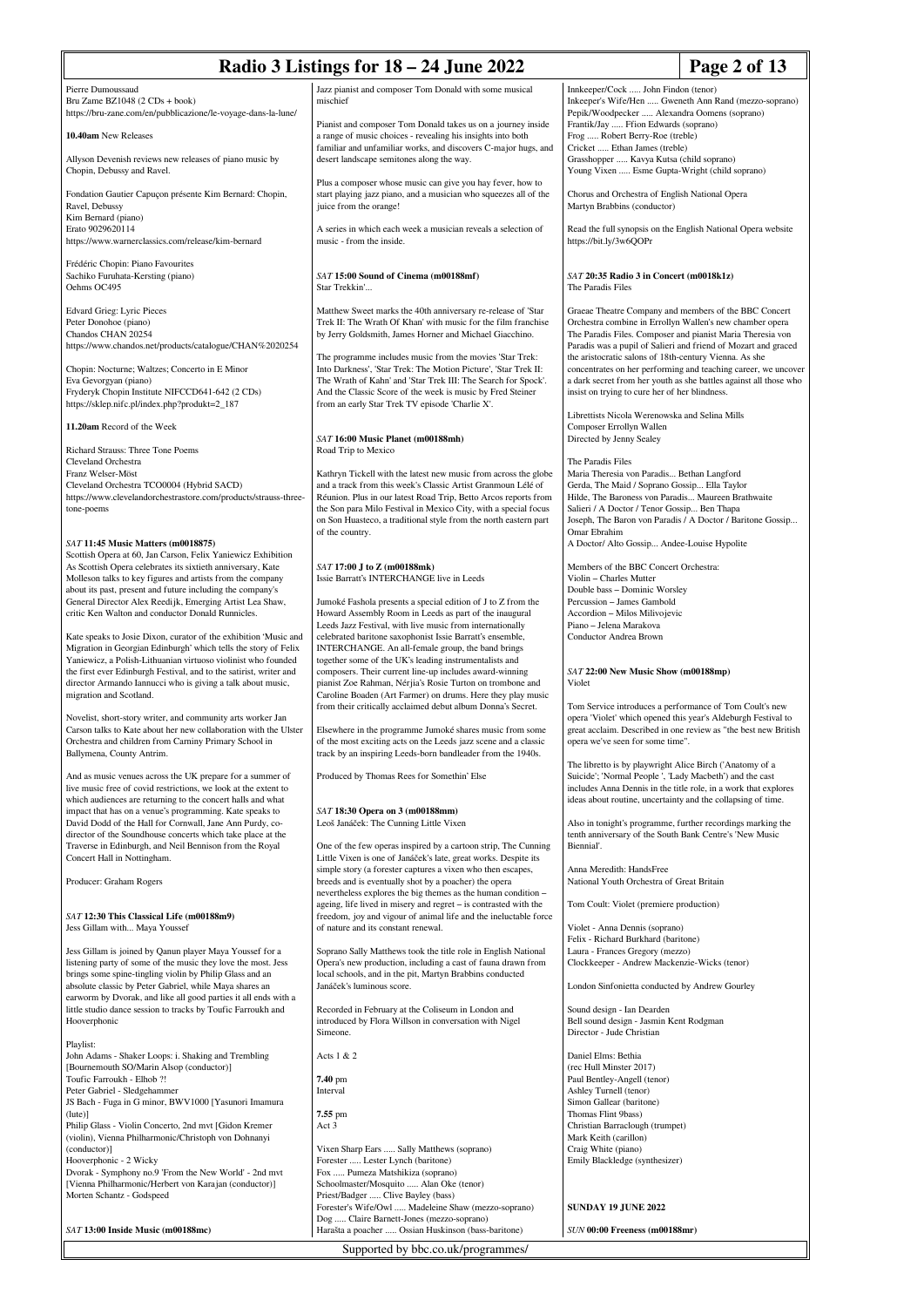Pierre Dumoussaud
Bru Zane BZ1048 (2 CDs + book)
https://bru-zane.com/en/pubblicazione/le-voyage-dans-la-lune/

**10.40am** New Releases

Allyson Devenish reviews new releases of piano music by Chopin, Debussy and Ravel.

Fondation Gautier Capuçon présente Kim Bernard: Chopin, Ravel, Debussy
Kim Bernard (piano)
Erato 9029620114
https://www.warnerclassics.com/release/kim-bernard

Frédéric Chopin: Piano Favourites
Sachiko Furuhata-Kersting (piano)
Oehms OC495

Edvard Grieg: Lyric Pieces
Peter Donohoe (piano)
Chandos CHAN 20254
https://www.chandos.net/products/catalogue/CHAN%2020254

Chopin: Nocturne; Waltzes; Concerto in E Minor
Eva Gevorgyan (piano)
Fryderyk Chopin Institute NIFCCD641-642 (2 CDs)
https://sklep.nifc.pl/index.php?produkt=2_187

**11.20am** Record of the Week

Richard Strauss: Three Tone Poems
Cleveland Orchestra
Franz Welser-Möst
Cleveland Orchestra TCO0004 (Hybrid SACD)
https://www.clevelandorchestrastore.com/products/strauss-three-tone-poems

### *SAT* 11:45 Music Matters (m0018875)

Scottish Opera at 60, Jan Carson, Felix Yaniewicz Exhibition
As Scottish Opera celebrates its sixtieth anniversary, Kate Molleson talks to key figures and artists from the company about its past, present and future including the company's General Director Alex Reedijk, Emerging Artist Lea Shaw, critic Ken Walton and conductor Donald Runnicles.

Kate speaks to Josie Dixon, curator of the exhibition 'Music and Migration in Georgian Edinburgh' which tells the story of Felix Yaniewicz, a Polish-Lithuanian virtuoso violinist who founded the first ever Edinburgh Festival, and to the satirist, writer and director Armando Iannucci who is giving a talk about music, migration and Scotland.

Novelist, short-story writer, and community arts worker Jan Carson talks to Kate about her new collaboration with the Ulster Orchestra and children from Carniny Primary School in Ballymena, County Antrim.

And as music venues across the UK prepare for a summer of live music free of covid restrictions, we look at the extent to which audiences are returning to the concert halls and what impact that has on a venue's programming. Kate speaks to David Dodd of the Hall for Cornwall, Jane Ann Purdy, co-director of the Soundhouse concerts which take place at the Traverse in Edinburgh, and Neil Bennison from the Royal Concert Hall in Nottingham.

Producer: Graham Rogers

### *SAT* 12:30 This Classical Life (m00188m9)

Jess Gillam with... Maya Youssef

Jess Gillam is joined by Qanun player Maya Youssef for a listening party of some of the music they love the most. Jess brings some spine-tingling violin by Philip Glass and an absolute classic by Peter Gabriel, while Maya shares an earworm by Dvorak, and like all good parties it all ends with a little studio dance session to tracks by Toufic Farroukh and Hooverphonic

Playlist:
John Adams - Shaker Loops: i. Shaking and Trembling [Bournemouth SO/Marin Alsop (conductor)]
Toufic Farroukh - Elhob ?!
Peter Gabriel - Sledgehammer
JS Bach - Fuga in G minor, BWV1000 [Yasunori Imamura (lute)]
Philip Glass - Violin Concerto, 2nd mvt [Gidon Kremer (violin), Vienna Philharmonic/Christoph von Dohnanyi (conductor)]
Hooverphonic - 2 Wicky
Dvorak - Symphony no.9 'From the New World' - 2nd mvt [Vienna Philharmonic/Herbert von Karajan (conductor)]
Morten Schantz - Godspeed

### *SAT* 13:00 Inside Music (m00188mc)

Jazz pianist and composer Tom Donald with some musical mischief

Pianist and composer Tom Donald takes us on a journey inside a range of music choices - revealing his insights into both familiar and unfamiliar works, and discovers C-major hugs, and desert landscape semitones along the way.

Plus a composer whose music can give you hay fever, how to start playing jazz piano, and a musician who squeezes all of the juice from the orange!

A series in which each week a musician reveals a selection of music - from the inside.

### *SAT* 15:00 Sound of Cinema (m00188mf)

Star Trekkin'...

Matthew Sweet marks the 40th anniversary re-release of 'Star Trek II: The Wrath Of Khan' with music for the film franchise by Jerry Goldsmith, James Horner and Michael Giacchino.

The programme includes music from the movies 'Star Trek: Into Darkness', 'Star Trek: The Motion Picture', 'Star Trek II: The Wrath of Kahn' and 'Star Trek III: The Search for Spock'. And the Classic Score of the week is music by Fred Steiner from an early Star Trek TV episode 'Charlie X'.

### *SAT* 16:00 Music Planet (m00188mh)

Road Trip to Mexico

Kathryn Tickell with the latest new music from across the globe and a track from this week's Classic Artist Granmoun Lélé of Réunion. Plus in our latest Road Trip, Betto Arcos reports from the Son para Milo Festival in Mexico City, with a special focus on Son Huasteco, a traditional style from the north eastern part of the country.

### *SAT* 17:00 J to Z (m00188mk)

Issie Barratt's INTERCHANGE live in Leeds

Jumoké Fashola presents a special edition of J to Z from the Howard Assembly Room in Leeds as part of the inaugural Leeds Jazz Festival, with live music from internationally celebrated baritone saxophonist Issie Barratt's ensemble, INTERCHANGE. An all-female group, the band brings together some of the UK's leading instrumentalists and composers. Their current line-up includes award-winning pianist Zoe Rahman, Nérjia's Rosie Turton on trombone and Caroline Boaden (Art Farmer) on drums. Here they play music from their critically acclaimed debut album Donna's Secret.

Elsewhere in the programme Jumoké shares music from some of the most exciting acts on the Leeds jazz scene and a classic track by an inspiring Leeds-born bandleader from the 1940s.

Produced by Thomas Rees for Somethin' Else

### *SAT* 18:30 Opera on 3 (m00188mm)

Leoš Janáček: The Cunning Little Vixen

One of the few operas inspired by a cartoon strip, The Cunning Little Vixen is one of Janáček's late, great works. Despite its simple story (a forester captures a vixen who then escapes, breeds and is eventually shot by a poacher) the opera nevertheless explores the big themes as the human condition – ageing, life lived in misery and regret – is contrasted with the freedom, joy and vigour of animal life and the ineluctable force of nature and its constant renewal.

Soprano Sally Matthews took the title role in English National Opera's new production, including a cast of fauna drawn from local schools, and in the pit, Martyn Brabbins conducted Janáček's luminous score.

Recorded in February at the Coliseum in London and introduced by Flora Willson in conversation with Nigel Simeone.

Acts 1 & 2

**7.40** pm
Interval

**7.55** pm
Act 3

Vixen Sharp Ears ..... Sally Matthews (soprano)
Forester ..... Lester Lynch (baritone)
Fox ..... Pumeza Matshikiza (soprano)
Schoolmaster/Mosquito ..... Alan Oke (tenor)
Priest/Badger ..... Clive Bayley (bass)
Forester's Wife/Owl ..... Madeleine Shaw (mezzo-soprano)
Dog ..... Claire Barnett-Jones (mezzo-soprano)
Harašta a poacher ..... Ossian Huskinson (bass-baritone)
Innkeeper/Cock ..... John Findon (tenor)
Inkeeper's Wife/Hen ..... Gweneth Ann Rand (mezzo-soprano)
Pepik/Woodpecker ..... Alexandra Oomens (soprano)
Frantik/Jay ..... Ffion Edwards (soprano)
Frog ..... Robert Berry-Roe (treble)
Cricket ..... Ethan James (treble)
Grasshopper ..... Kavya Kutsa (child soprano)
Young Vixen ..... Esme Gupta-Wright (child soprano)

Chorus and Orchestra of English National Opera
Martyn Brabbins (conductor)

Read the full synopsis on the English National Opera website https://bit.ly/3w6QOPr

### *SAT* 20:35 Radio 3 in Concert (m0018k1z)

The Paradis Files

Graeae Theatre Company and members of the BBC Concert Orchestra combine in Errollyn Wallen's new chamber opera The Paradis Files. Composer and pianist Maria Theresia von Paradis was a pupil of Salieri and friend of Mozart and graced the aristocratic salons of 18th-century Vienna. As she concentrates on her performing and teaching career, we uncover a dark secret from her youth as she battles against all those who insist on trying to cure her of her blindness.

Librettists Nicola Werenowska and Selina Mills
Composer Errollyn Wallen
Directed by Jenny Sealey

The Paradis Files
Maria Theresia von Paradis... Bethan Langford
Gerda, The Maid / Soprano Gossip... Ella Taylor
Hilde, The Baroness von Paradis... Maureen Brathwaite
Salieri / A Doctor / Tenor Gossip... Ben Thapa
Joseph, The Baron von Paradis / A Doctor / Baritone Gossip... Omar Ebrahim
A Doctor/ Alto Gossip... Andee-Louise Hypolite

Members of the BBC Concert Orchestra:
Violin – Charles Mutter
Double bass – Dominic Worsley
Percussion – James Gambold
Accordion – Milos Milivojevic
Piano – Jelena Marakova
Conductor Andrea Brown

### *SAT* 22:00 New Music Show (m00188mp)

Violet

Tom Service introduces a performance of Tom Coult's new opera 'Violet' which opened this year's Aldeburgh Festival to great acclaim. Described in one review as "the best new British opera we've seen for some time".

The libretto is by playwright Alice Birch ('Anatomy of a Suicide'; 'Normal People ', 'Lady Macbeth') and the cast includes Anna Dennis in the title role, in a work that explores ideas about routine, uncertainty and the collapsing of time.

Also in tonight's programme, further recordings marking the tenth anniversary of the South Bank Centre's 'New Music Biennial'.

Anna Meredith: HandsFree
National Youth Orchestra of Great Britain

Tom Coult: Violet (premiere production)

Violet - Anna Dennis (soprano)
Felix - Richard Burkhard (baritone)
Laura - Frances Gregory (mezzo)
Clockkeeper - Andrew Mackenzie-Wicks (tenor)

London Sinfonietta conducted by Andrew Gourley

Sound design - Ian Dearden
Bell sound design - Jasmin Kent Rodgman
Director - Jude Christian

Daniel Elms: Bethia
(rec Hull Minster 2017)
Paul Bentley-Angell (tenor)
Ashley Turnell (tenor)
Simon Gallear (baritone)
Thomas Flint 9bass)
Christian Barraclough (trumpet)
Mark Keith (carillon)
Craig White (piano)
Emily Blackledge (synthesizer)

## SUNDAY 19 JUNE 2022

### *SUN* 00:00 Freeness (m00188mr)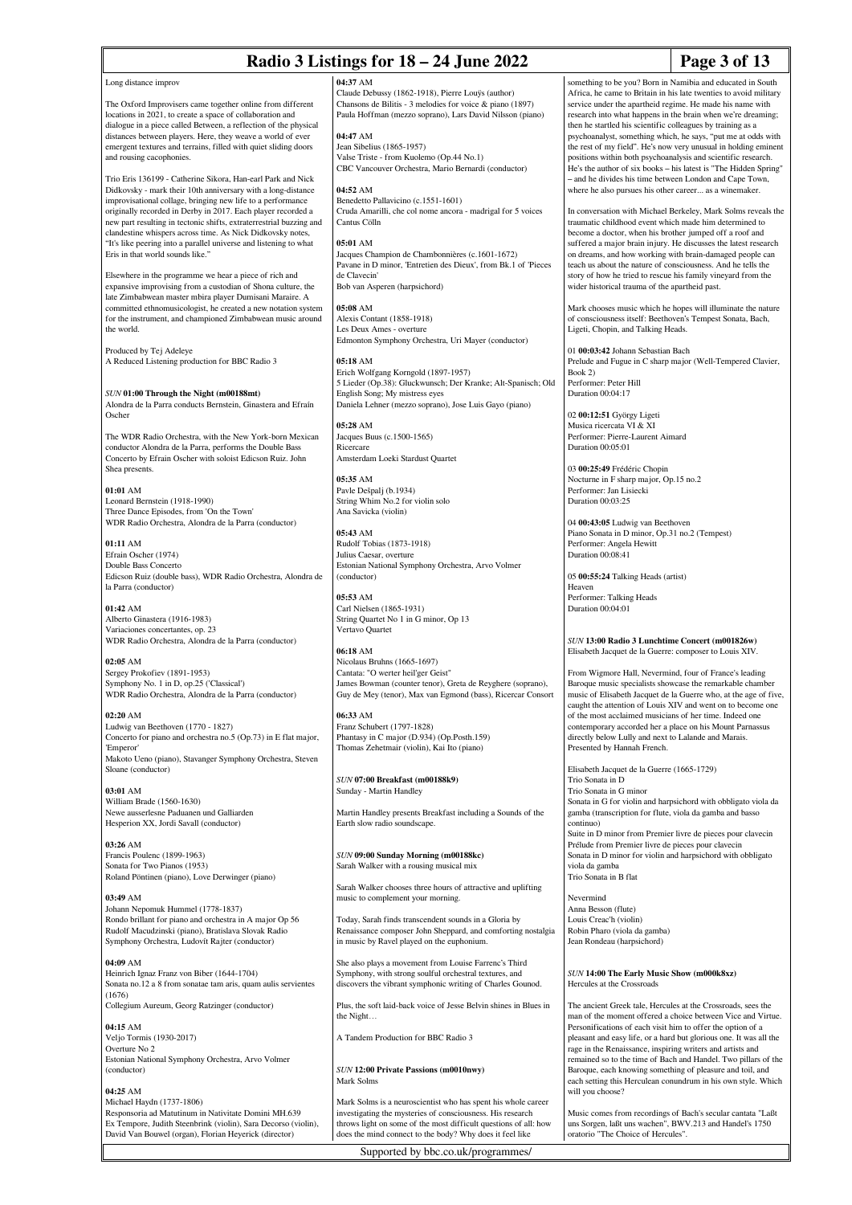Long distance improv

The Oxford Improvisers came together online from different locations in 2021, to create a space of collaboration and dialogue in a piece called Between, a reflection of the physical distances between players. Here, they weave a world of ever emergent textures and terrains, filled with quiet sliding doors and rousing cacophonies.

Trio Eris 136199 - Catherine Sikora, Han-earl Park and Nick Didkovsky - mark their 10th anniversary with a long-distance improvisational collage, bringing new life to a performance originally recorded in Derby in 2017. Each player recorded a new part resulting in tectonic shifts, extraterrestrial buzzing and clandestine whispers across time. As Nick Didkovsky notes, "It's like peering into a parallel universe and listening to what Eris in that world sounds like."

Elsewhere in the programme we hear a piece of rich and expansive improvising from a custodian of Shona culture, the late Zimbabwean master mbira player Dumisani Maraire. A committed ethnomusicologist, he created a new notation system for the instrument, and championed Zimbabwean music around the world.

Produced by Tej Adeleye
A Reduced Listening production for BBC Radio 3

*SUN* **01:00 Through the Night (m00188mt)**
Alondra de la Parra conducts Bernstein, Ginastera and Efraín Oscher

The WDR Radio Orchestra, with the New York-born Mexican conductor Alondra de la Parra, performs the Double Bass Concerto by Efrain Oscher with soloist Edicson Ruiz. John Shea presents.

**01:01** AM
Leonard Bernstein (1918-1990)
Three Dance Episodes, from 'On the Town'
WDR Radio Orchestra, Alondra de la Parra (conductor)

**01:11** AM
Efrain Oscher (1974)
Double Bass Concerto
Edicson Ruiz (double bass), WDR Radio Orchestra, Alondra de la Parra (conductor)

**01:42** AM
Alberto Ginastera (1916-1983)
Variaciones concertantes, op. 23
WDR Radio Orchestra, Alondra de la Parra (conductor)

**02:05** AM
Sergey Prokofiev (1891-1953)
Symphony No. 1 in D, op.25 ('Classical')
WDR Radio Orchestra, Alondra de la Parra (conductor)

**02:20** AM
Ludwig van Beethoven (1770 - 1827)
Concerto for piano and orchestra no.5 (Op.73) in E flat major, 'Emperor'
Makoto Ueno (piano), Stavanger Symphony Orchestra, Steven Sloane (conductor)

**03:01** AM
William Brade (1560-1630)
Newe ausserlesne Paduanen und Galliarden
Hesperion XX, Jordi Savall (conductor)

**03:26** AM
Francis Poulenc (1899-1963)
Sonata for Two Pianos (1953)
Roland Pöntinen (piano), Love Derwinger (piano)

**03:49** AM
Johann Nepomuk Hummel (1778-1837)
Rondo brillant for piano and orchestra in A major Op 56
Rudolf Macudzinski (piano), Bratislava Slovak Radio Symphony Orchestra, Ludovít Rajter (conductor)

**04:09** AM
Heinrich Ignaz Franz von Biber (1644-1704)
Sonata no.12 a 8 from sonatae tam aris, quam aulis servientes (1676)
Collegium Aureum, Georg Ratzinger (conductor)

**04:15** AM
Veljo Tormis (1930-2017)
Overture No 2
Estonian National Symphony Orchestra, Arvo Volmer (conductor)

**04:25** AM
Michael Haydn (1737-1806)
Responsoria ad Matutinum in Nativitate Domini MH.639
Ex Tempore, Judith Steenbrink (violin), Sara Decorso (violin), David Van Bouwel (organ), Florian Heyerick (director)

**04:37** AM
Claude Debussy (1862-1918), Pierre Louÿs (author)
Chansons de Bilitis - 3 melodies for voice & piano (1897)
Paula Hoffman (mezzo soprano), Lars David Nilsson (piano)

**04:47** AM
Jean Sibelius (1865-1957)
Valse Triste - from Kuolemo (Op.44 No.1)
CBC Vancouver Orchestra, Mario Bernardi (conductor)

**04:52** AM
Benedetto Pallavicino (c.1551-1601)
Cruda Amarilli, che col nome ancora - madrigal for 5 voices
Cantus Cölln

**05:01** AM
Jacques Champion de Chambonnières (c.1601-1672)
Pavane in D minor, 'Entretien des Dieux', from Bk.1 of 'Pieces de Clavecin'
Bob van Asperen (harpsichord)

**05:08** AM
Alexis Contant (1858-1918)
Les Deux Ames - overture
Edmonton Symphony Orchestra, Uri Mayer (conductor)

**05:18** AM
Erich Wolfgang Korngold (1897-1957)
5 Lieder (Op.38): Gluckwunsch; Der Kranke; Alt-Spanisch; Old English Song; My mistress eyes
Daniela Lehner (mezzo soprano), Jose Luis Gayo (piano)

**05:28** AM
Jacques Buus (c.1500-1565)
Ricercare
Amsterdam Loeki Stardust Quartet

**05:35** AM
Pavle Dešpalj (b.1934)
String Whim No.2 for violin solo
Ana Savicka (violin)

**05:43** AM
Rudolf Tobias (1873-1918)
Julius Caesar, overture
Estonian National Symphony Orchestra, Arvo Volmer (conductor)

**05:53** AM
Carl Nielsen (1865-1931)
String Quartet No 1 in G minor, Op 13
Vertavo Quartet

**06:18** AM
Nicolaus Bruhns (1665-1697)
Cantata: "O werter heil'ger Geist"
James Bowman (counter tenor), Greta de Reyghere (soprano), Guy de Mey (tenor), Max van Egmond (bass), Ricercar Consort

**06:33** AM
Franz Schubert (1797-1828)
Phantasy in C major (D.934) (Op.Posth.159)
Thomas Zehetmair (violin), Kai Ito (piano)

*SUN* **07:00 Breakfast (m00188k9)**
Sunday - Martin Handley

Martin Handley presents Breakfast including a Sounds of the Earth slow radio soundscape.

*SUN* **09:00 Sunday Morning (m00188kc)**
Sarah Walker with a rousing musical mix

Sarah Walker chooses three hours of attractive and uplifting music to complement your morning.

Today, Sarah finds transcendent sounds in a Gloria by Renaissance composer John Sheppard, and comforting nostalgia in music by Ravel played on the euphonium.

She also plays a movement from Louise Farrenc's Third Symphony, with strong soulful orchestral textures, and discovers the vibrant symphonic writing of Charles Gounod.

Plus, the soft laid-back voice of Jesse Belvin shines in Blues in the Night…

A Tandem Production for BBC Radio 3

*SUN* **12:00 Private Passions (m0010nwy)**
Mark Solms

Mark Solms is a neuroscientist who has spent his whole career investigating the mysteries of consciousness. His research throws light on some of the most difficult questions of all: how does the mind connect to the body? Why does it feel like something to be you? Born in Namibia and educated in South Africa, he came to Britain in his late twenties to avoid military service under the apartheid regime. He made his name with research into what happens in the brain when we're dreaming; then he startled his scientific colleagues by training as a psychoanalyst, something which, he says, "put me at odds with the rest of my field". He's now very unusual in holding eminent positions within both psychoanalysis and scientific research. He's the author of six books – his latest is "The Hidden Spring" – and he divides his time between London and Cape Town, where he also pursues his other career... as a winemaker.

In conversation with Michael Berkeley, Mark Solms reveals the traumatic childhood event which made him determined to become a doctor, when his brother jumped off a roof and suffered a major brain injury. He discusses the latest research on dreams, and how working with brain-damaged people can teach us about the nature of consciousness. And he tells the story of how he tried to rescue his family vineyard from the wider historical trauma of the apartheid past.

Mark chooses music which he hopes will illuminate the nature of consciousness itself: Beethoven's Tempest Sonata, Bach, Ligeti, Chopin, and Talking Heads.

01 **00:03:42** Johann Sebastian Bach
Prelude and Fugue in C sharp major (Well-Tempered Clavier, Book 2)
Performer: Peter Hill
Duration 00:04:17

02 **00:12:51** György Ligeti
Musica ricercata VI & XI
Performer: Pierre-Laurent Aimard
Duration 00:05:01

03 **00:25:49** Frédéric Chopin
Nocturne in F sharp major, Op.15 no.2
Performer: Jan Lisiecki
Duration 00:03:25

04 **00:43:05** Ludwig van Beethoven
Piano Sonata in D minor, Op.31 no.2 (Tempest)
Performer: Angela Hewitt
Duration 00:08:41

05 **00:55:24** Talking Heads (artist)
Heaven
Performer: Talking Heads
Duration 00:04:01

*SUN* **13:00 Radio 3 Lunchtime Concert (m001826w)**
Elisabeth Jacquet de la Guerre: composer to Louis XIV.

From Wigmore Hall, Nevermind, four of France's leading Baroque music specialists showcase the remarkable chamber music of Elisabeth Jacquet de la Guerre who, at the age of five, caught the attention of Louis XIV and went on to become one of the most acclaimed musicians of her time. Indeed one contemporary accorded her a place on his Mount Parnassus directly below Lully and next to Lalande and Marais.
Presented by Hannah French.

Elisabeth Jacquet de la Guerre (1665-1729)
Trio Sonata in D
Trio Sonata in G minor
Sonata in G for violin and harpsichord with obbligato viola da gamba (transcription for flute, viola da gamba and basso continuo)
Suite in D minor from Premier livre de pieces pour clavecin
Prélude from Premier livre de pieces pour clavecin
Sonata in D minor for violin and harpsichord with obbligato viola da gamba
Trio Sonata in B flat

Nevermind
Anna Besson (flute)
Louis Creac'h (violin)
Robin Pharo (viola da gamba)
Jean Rondeau (harpsichord)

*SUN* **14:00 The Early Music Show (m000k8xz)**
Hercules at the Crossroads

The ancient Greek tale, Hercules at the Crossroads, sees the man of the moment offered a choice between Vice and Virtue. Personifications of each visit him to offer the option of a pleasant and easy life, or a hard but glorious one. It was all the rage in the Renaissance, inspiring writers and artists and remained so to the time of Bach and Handel. Two pillars of the Baroque, each knowing something of pleasure and toil, and each setting this Herculean conundrum in his own style. Which will you choose?

Music comes from recordings of Bach's secular cantata "Laßt uns Sorgen, laßt uns wachen", BWV.213 and Handel's 1750 oratorio "The Choice of Hercules".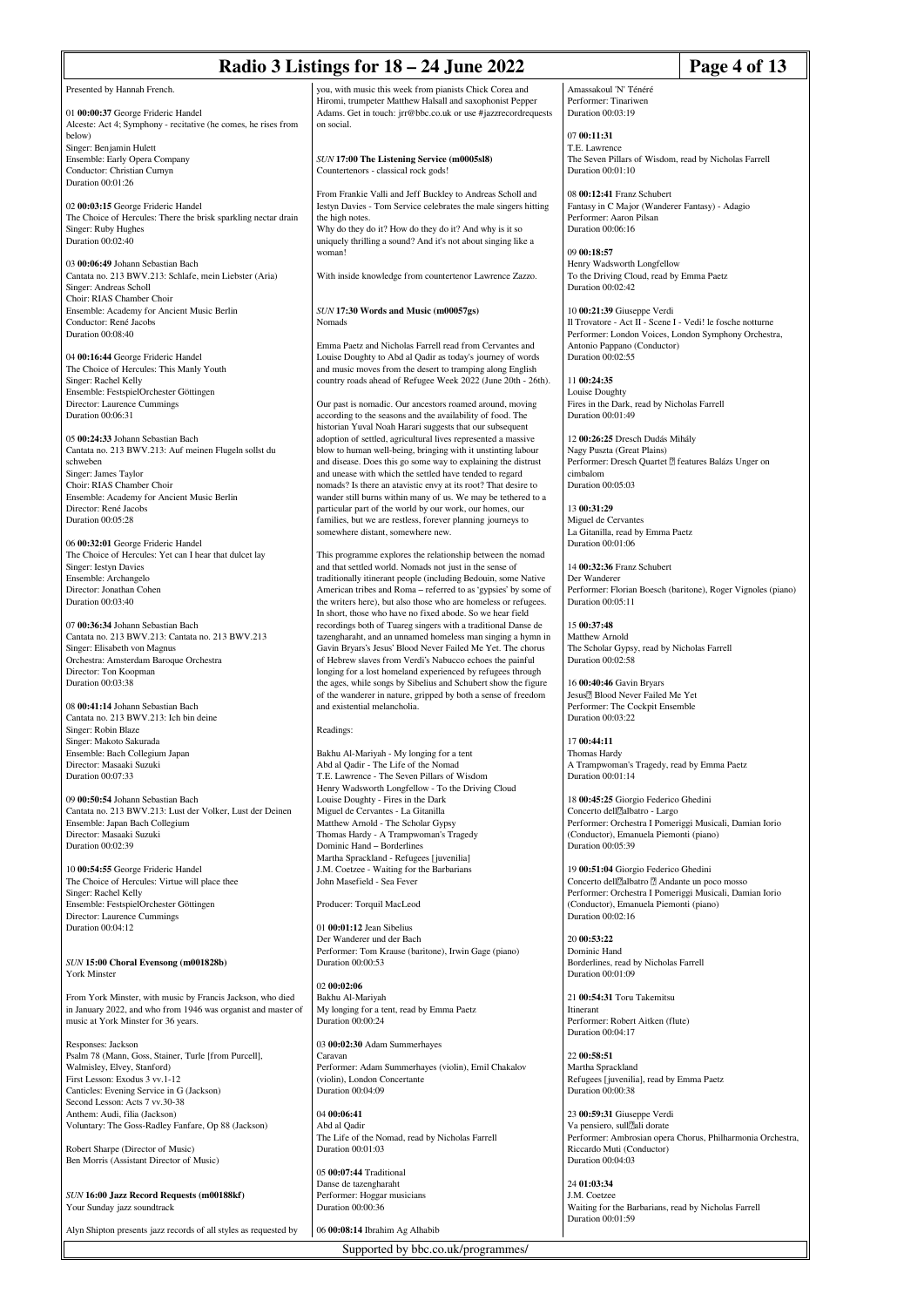Presented by Hannah French.

01 **00:00:37** George Frideric Handel
Alceste: Act 4; Symphony - recitative (he comes, he rises from below)
Singer: Benjamin Hulett
Ensemble: Early Opera Company
Conductor: Christian Curnyn
Duration 00:01:26

02 **00:03:15** George Frideric Handel
The Choice of Hercules: There the brisk sparkling nectar drain
Singer: Ruby Hughes
Duration 00:02:40

03 **00:06:49** Johann Sebastian Bach
Cantata no. 213 BWV.213: Schlafe, mein Liebster (Aria)
Singer: Andreas Scholl
Choir: RIAS Chamber Choir
Ensemble: Academy for Ancient Music Berlin
Conductor: René Jacobs
Duration 00:08:40

04 **00:16:44** George Frideric Handel
The Choice of Hercules: This Manly Youth
Singer: Rachel Kelly
Ensemble: FestspielOrchester Göttingen
Director: Laurence Cummings
Duration 00:06:31

05 **00:24:33** Johann Sebastian Bach
Cantata no. 213 BWV.213: Auf meinen Flugeln sollst du schweben
Singer: James Taylor
Choir: RIAS Chamber Choir
Ensemble: Academy for Ancient Music Berlin
Director: René Jacobs
Duration 00:05:28

06 **00:32:01** George Frideric Handel
The Choice of Hercules: Yet can I hear that dulcet lay
Singer: Iestyn Davies
Ensemble: Archangelo
Director: Jonathan Cohen
Duration 00:03:40

07 **00:36:34** Johann Sebastian Bach
Cantata no. 213 BWV.213: Cantata no. 213 BWV.213
Singer: Elisabeth von Magnus
Orchestra: Amsterdam Baroque Orchestra
Director: Ton Koopman
Duration 00:03:38

08 **00:41:14** Johann Sebastian Bach
Cantata no. 213 BWV.213: Ich bin deine
Singer: Robin Blaze
Singer: Makoto Sakurada
Ensemble: Bach Collegium Japan
Director: Masaaki Suzuki
Duration 00:07:33

09 **00:50:54** Johann Sebastian Bach
Cantata no. 213 BWV.213: Lust der Volker, Lust der Deinen
Ensemble: Japan Bach Collegium
Director: Masaaki Suzuki
Duration 00:02:39

10 **00:54:55** George Frideric Handel
The Choice of Hercules: Virtue will place thee
Singer: Rachel Kelly
Ensemble: FestspielOrchester Göttingen
Director: Laurence Cummings
Duration 00:04:12

*SUN* **15:00 Choral Evensong (m001828b)**
York Minster

From York Minster, with music by Francis Jackson, who died in January 2022, and who from 1946 was organist and master of music at York Minster for 36 years.

Responses: Jackson
Psalm 78 (Mann, Goss, Stainer, Turle [from Purcell], Walmisley, Elvey, Stanford)
First Lesson: Exodus 3 vv.1-12
Canticles: Evening Service in G (Jackson)
Second Lesson: Acts 7 vv.30-38
Anthem: Audi, filia (Jackson)
Voluntary: The Goss-Radley Fanfare, Op 88 (Jackson)

Robert Sharpe (Director of Music)
Ben Morris (Assistant Director of Music)

*SUN* **16:00 Jazz Record Requests (m00188kf)**
Your Sunday jazz soundtrack

Alyn Shipton presents jazz records of all styles as requested by you, with music this week from pianists Chick Corea and Hiromi, trumpeter Matthew Halsall and saxophonist Pepper Adams. Get in touch: jrr@bbc.co.uk or use #jazzrecordrequests on social.

*SUN* **17:00 The Listening Service (m0005sl8)**
Countertenors - classical rock gods!

From Frankie Valli and Jeff Buckley to Andreas Scholl and Iestyn Davies - Tom Service celebrates the male singers hitting the high notes.
Why do they do it? How do they do it? And why is it so uniquely thrilling a sound? And it's not about singing like a woman!

With inside knowledge from countertenor Lawrence Zazzo.

*SUN* **17:30 Words and Music (m00057gs)**
Nomads

Emma Paetz and Nicholas Farrell read from Cervantes and Louise Doughty to Abd al Qadir as today's journey of words and music moves from the desert to tramping along English country roads ahead of Refugee Week 2022 (June 20th - 26th).

Our past is nomadic. Our ancestors roamed around, moving according to the seasons and the availability of food. The historian Yuval Noah Harari suggests that our subsequent adoption of settled, agricultural lives represented a massive blow to human well-being, bringing with it unstinting labour and disease. Does this go some way to explaining the distrust and unease with which the settled have tended to regard nomads? Is there an atavistic envy at its root? That desire to wander still burns within many of us. We may be tethered to a particular part of the world by our work, our homes, our families, but we are restless, forever planning journeys to somewhere distant, somewhere new.

This programme explores the relationship between the nomad and that settled world. Nomads not just in the sense of traditionally itinerant people (including Bedouin, some Native American tribes and Roma – referred to as 'gypsies' by some of the writers here), but also those who are homeless or refugees. In short, those who have no fixed abode. So we hear field recordings both of Tuareg singers with a traditional Danse de tazengharaht, and an unnamed homeless man singing a hymn in Gavin Bryars's Jesus' Blood Never Failed Me Yet. The chorus of Hebrew slaves from Verdi's Nabucco echoes the painful longing for a lost homeland experienced by refugees through the ages, while songs by Sibelius and Schubert show the figure of the wanderer in nature, gripped by both a sense of freedom and existential melancholia.

Readings:

Bakhu Al-Mariyah - My longing for a tent
Abd al Qadir - The Life of the Nomad
T.E. Lawrence - The Seven Pillars of Wisdom
Henry Wadsworth Longfellow - To the Driving Cloud
Louise Doughty - Fires in the Dark
Miguel de Cervantes - La Gitanilla
Matthew Arnold - The Scholar Gypsy
Thomas Hardy - A Trampwoman's Tragedy
Dominic Hand – Borderlines
Martha Sprackland - Refugees [juvenilia]
J.M. Coetzee - Waiting for the Barbarians
John Masefield - Sea Fever

Producer: Torquil MacLeod

01 **00:01:12** Jean Sibelius
Der Wanderer und der Bach
Performer: Tom Krause (baritone), Irwin Gage (piano)
Duration 00:00:53

02 **00:02:06**
Bakhu Al-Mariyah
My longing for a tent, read by Emma Paetz
Duration 00:00:24

03 **00:02:30** Adam Summerhayes
Caravan
Performer: Adam Summerhayes (violin), Emil Chakalov (violin), London Concertante
Duration 00:04:09

04 **00:06:41**
Abd al Qadir
The Life of the Nomad, read by Nicholas Farrell
Duration 00:01:03

05 **00:07:44** Traditional
Danse de tazengharaht
Performer: Hoggar musicians
Duration 00:00:36

06 **00:08:14** Ibrahim Ag Alhabib
Amassakoul 'N' Ténéré
Performer: Tinariwen
Duration 00:03:19

07 **00:11:31**
T.E. Lawrence
The Seven Pillars of Wisdom, read by Nicholas Farrell
Duration 00:01:10

08 **00:12:41** Franz Schubert
Fantasy in C Major (Wanderer Fantasy) - Adagio
Performer: Aaron Pilsan
Duration 00:06:16

09 **00:18:57**
Henry Wadsworth Longfellow
To the Driving Cloud, read by Emma Paetz
Duration 00:02:42

10 **00:21:39** Giuseppe Verdi
Il Trovatore - Act II - Scene I - Vedi! le fosche notturne
Performer: London Voices, London Symphony Orchestra, Antonio Pappano (Conductor)
Duration 00:02:55

11 **00:24:35**
Louise Doughty
Fires in the Dark, read by Nicholas Farrell
Duration 00:01:49

12 **00:26:25** Dresch Dudás Mihály
Nagy Puszta (Great Plains)
Performer: Dresch Quartet ? features Balázs Unger on cimbalom
Duration 00:05:03

13 **00:31:29**
Miguel de Cervantes
La Gitanilla, read by Emma Paetz
Duration 00:01:06

14 **00:32:36** Franz Schubert
Der Wanderer
Performer: Florian Boesch (baritone), Roger Vignoles (piano)
Duration 00:05:11

15 **00:37:48**
Matthew Arnold
The Scholar Gypsy, read by Nicholas Farrell
Duration 00:02:58

16 **00:40:46** Gavin Bryars
Jesus? Blood Never Failed Me Yet
Performer: The Cockpit Ensemble
Duration 00:03:22

17 **00:44:11**
Thomas Hardy
A Trampwoman's Tragedy, read by Emma Paetz
Duration 00:01:14

18 **00:45:25** Giorgio Federico Ghedini
Concerto dell?albatro - Largo
Performer: Orchestra I Pomeriggi Musicali, Damian Iorio (Conductor), Emanuela Piemonti (piano)
Duration 00:05:39

19 **00:51:04** Giorgio Federico Ghedini
Concerto dell?albatro ? Andante un poco mosso
Performer: Orchestra I Pomeriggi Musicali, Damian Iorio (Conductor), Emanuela Piemonti (piano)
Duration 00:02:16

20 **00:53:22**
Dominic Hand
Borderlines, read by Nicholas Farrell
Duration 00:01:09

21 **00:54:31** Toru Takemitsu
Itinerant
Performer: Robert Aitken (flute)
Duration 00:04:17

22 **00:58:51**
Martha Sprackland
Refugees [juvenilia], read by Emma Paetz
Duration 00:00:38

23 **00:59:31** Giuseppe Verdi
Va pensiero, sull?ali dorate
Performer: Ambrosian opera Chorus, Philharmonia Orchestra, Riccardo Muti (Conductor)
Duration 00:04:03

24 **01:03:34**
J.M. Coetzee
Waiting for the Barbarians, read by Nicholas Farrell
Duration 00:01:59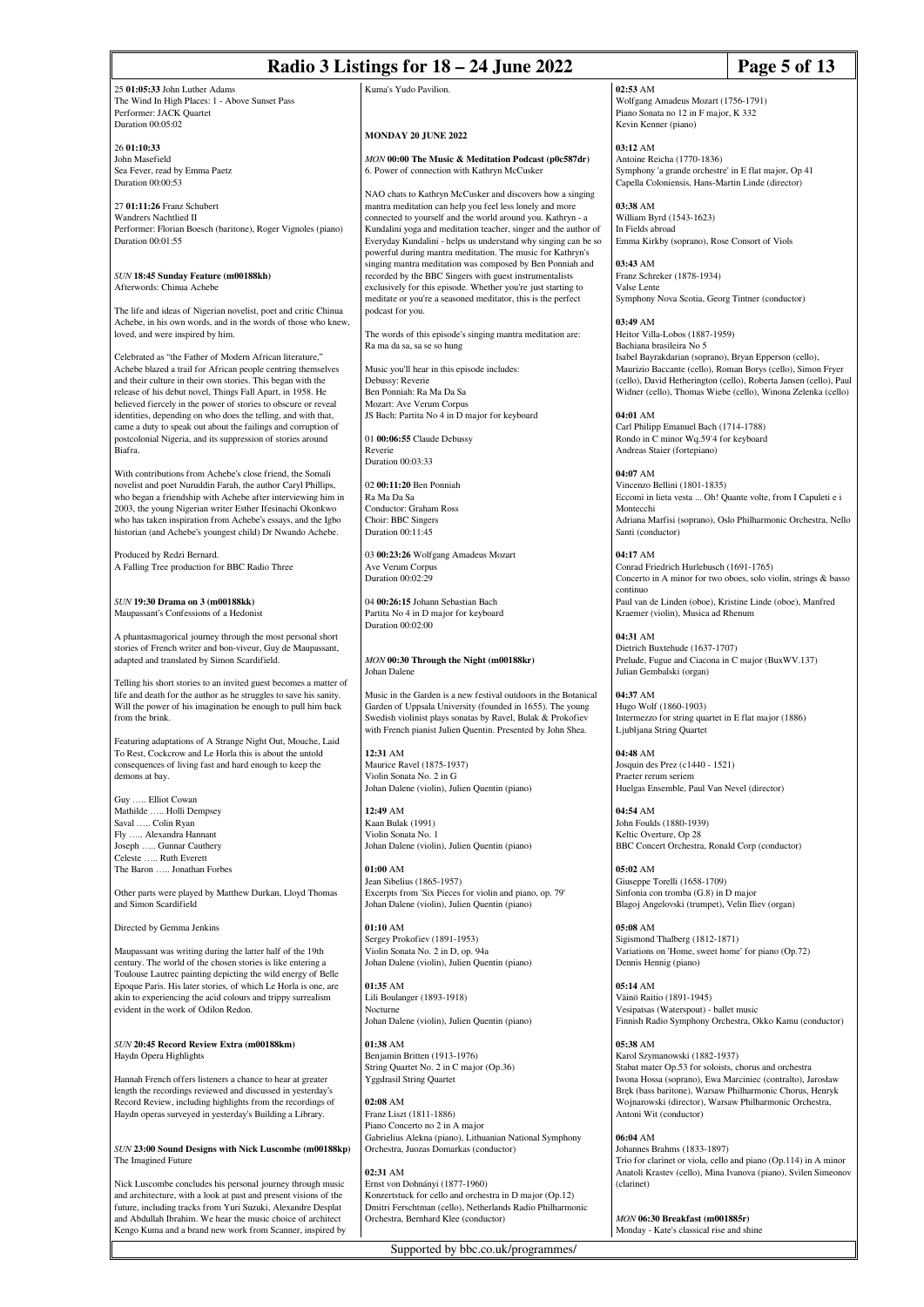25 **01:05:33** John Luther Adams
The Wind In High Places: 1 - Above Sunset Pass
Performer: JACK Quartet
Duration 00:05:02

26 **01:10:33**
John Masefield
Sea Fever, read by Emma Paetz
Duration 00:00:53

27 **01:11:26** Franz Schubert
Wandrers Nachtlied II
Performer: Florian Boesch (baritone), Roger Vignoles (piano)
Duration 00:01:55

*SUN* **18:45 Sunday Feature (m00188kh)**
Afterwords: Chinua Achebe

The life and ideas of Nigerian novelist, poet and critic Chinua Achebe, in his own words, and in the words of those who knew, loved, and were inspired by him.

Celebrated as "the Father of Modern African literature," Achebe blazed a trail for African people centring themselves and their culture in their own stories. This began with the release of his debut novel, Things Fall Apart, in 1958. He believed fiercely in the power of stories to obscure or reveal identities, depending on who does the telling, and with that, came a duty to speak out about the failings and corruption of postcolonial Nigeria, and its suppression of stories around Biafra.

With contributions from Achebe's close friend, the Somali novelist and poet Nuruddin Farah, the author Caryl Phillips, who began a friendship with Achebe after interviewing him in 2003, the young Nigerian writer Esther Ifesinachi Okonkwo who has taken inspiration from Achebe's essays, and the Igbo historian (and Achebe's youngest child) Dr Nwando Achebe.

Produced by Redzi Bernard.
A Falling Tree production for BBC Radio Three

*SUN* **19:30 Drama on 3 (m00188kk)**
Maupassant's Confessions of a Hedonist

A phantasmagorical journey through the most personal short stories of French writer and bon-viveur, Guy de Maupassant, adapted and translated by Simon Scardifield.

Telling his short stories to an invited guest becomes a matter of life and death for the author as he struggles to save his sanity. Will the power of his imagination be enough to pull him back from the brink.

Featuring adaptations of A Strange Night Out, Mouche, Laid To Rest, Cockcrow and Le Horla this is about the untold consequences of living fast and hard enough to keep the demons at bay.

Guy ….. Elliot Cowan
Mathilde ….. Holli Dempsey
Saval ….. Colin Ryan
Fly ….. Alexandra Hannant
Joseph ….. Gunnar Cauthery
Celeste ….. Ruth Everett
The Baron ….. Jonathan Forbes

Other parts were played by Matthew Durkan, Lloyd Thomas and Simon Scardifield

Directed by Gemma Jenkins

Maupassant was writing during the latter half of the 19th century. The world of the chosen stories is like entering a Toulouse Lautrec painting depicting the wild energy of Belle Epoque Paris. His later stories, of which Le Horla is one, are akin to experiencing the acid colours and trippy surrealism evident in the work of Odilon Redon.

*SUN* **20:45 Record Review Extra (m00188km)**
Haydn Opera Highlights

Hannah French offers listeners a chance to hear at greater length the recordings reviewed and discussed in yesterday's Record Review, including highlights from the recordings of Haydn operas surveyed in yesterday's Building a Library.

*SUN* **23:00 Sound Designs with Nick Luscombe (m00188kp)**
The Imagined Future

Nick Luscombe concludes his personal journey through music and architecture, with a look at past and present visions of the future, including tracks from Yuri Suzuki, Alexandre Desplat and Abdullah Ibrahim. We hear the music choice of architect Kengo Kuma and a brand new work from Scanner, inspired by Kuma's Yudo Pavilion.

**MONDAY 20 JUNE 2022**

*MON* **00:00 The Music & Meditation Podcast (p0c587dr)**
6. Power of connection with Kathryn McCusker

NAO chats to Kathryn McCusker and discovers how a singing mantra meditation can help you feel less lonely and more connected to yourself and the world around you. Kathryn - a Kundalini yoga and meditation teacher, singer and the author of Everyday Kundalini - helps us understand why singing can be so powerful during mantra meditation. The music for Kathryn's singing mantra meditation was composed by Ben Ponniah and recorded by the BBC Singers with guest instrumentalists exclusively for this episode. Whether you're just starting to meditate or you're a seasoned meditator, this is the perfect podcast for you.

The words of this episode's singing mantra meditation are:
Ra ma da sa, sa se so hung

Music you'll hear in this episode includes:
Debussy: Reverie
Ben Ponniah: Ra Ma Da Sa
Mozart: Ave Verum Corpus
JS Bach: Partita No 4 in D major for keyboard

01 **00:06:55** Claude Debussy
Reverie
Duration 00:03:33

02 **00:11:20** Ben Ponniah
Ra Ma Da Sa
Conductor: Graham Ross
Choir: BBC Singers
Duration 00:11:45

03 **00:23:26** Wolfgang Amadeus Mozart
Ave Verum Corpus
Duration 00:02:29

04 **00:26:15** Johann Sebastian Bach
Partita No 4 in D major for keyboard
Duration 00:02:00

*MON* **00:30 Through the Night (m00188kr)**
Johan Dalene

Music in the Garden is a new festival outdoors in the Botanical Garden of Uppsala University (founded in 1655). The young Swedish violinist plays sonatas by Ravel, Bulak & Prokofiev with French pianist Julien Quentin. Presented by John Shea.

**12:31** AM
Maurice Ravel (1875-1937)
Violin Sonata No. 2 in G
Johan Dalene (violin), Julien Quentin (piano)

**12:49** AM
Kaan Bulak (1991)
Violin Sonata No. 1
Johan Dalene (violin), Julien Quentin (piano)

**01:00** AM
Jean Sibelius (1865-1957)
Excerpts from 'Six Pieces for violin and piano, op. 79'
Johan Dalene (violin), Julien Quentin (piano)

**01:10** AM
Sergey Prokofiev (1891-1953)
Violin Sonata No. 2 in D, op. 94a
Johan Dalene (violin), Julien Quentin (piano)

**01:35** AM
Lili Boulanger (1893-1918)
Nocturne
Johan Dalene (violin), Julien Quentin (piano)

**01:38** AM
Benjamin Britten (1913-1976)
String Quartet No. 2 in C major (Op.36)
Yggdrasil String Quartet

**02:08** AM
Franz Liszt (1811-1886)
Piano Concerto no 2 in A major
Gabrielius Alekna (piano), Lithuanian National Symphony Orchestra, Juozas Domarkas (conductor)

**02:31** AM
Ernst von Dohnányi (1877-1960)
Konzertstuck for cello and orchestra in D major (Op.12)
Dmitri Ferschtman (cello), Netherlands Radio Philharmonic Orchestra, Bernhard Klee (conductor)

**02:53** AM
Wolfgang Amadeus Mozart (1756-1791)
Piano Sonata no 12 in F major, K 332
Kevin Kenner (piano)

**03:12** AM
Antoine Reicha (1770-1836)
Symphony 'a grande orchestre' in E flat major, Op 41
Capella Coloniensis, Hans-Martin Linde (director)

**03:38** AM
William Byrd (1543-1623)
In Fields abroad
Emma Kirkby (soprano), Rose Consort of Viols

**03:43** AM
Franz Schreker (1878-1934)
Valse Lente
Symphony Nova Scotia, Georg Tintner (conductor)

**03:49** AM
Heitor Villa-Lobos (1887-1959)
Bachiana brasileira No 5
Isabel Bayrakdarian (soprano), Bryan Epperson (cello), Maurizio Baccante (cello), Roman Borys (cello), Simon Fryer (cello), David Hetherington (cello), Roberta Jansen (cello), Paul Widner (cello), Thomas Wiebe (cello), Winona Zelenka (cello)

**04:01** AM
Carl Philipp Emanuel Bach (1714-1788)
Rondo in C minor Wq.59'4 for keyboard
Andreas Staier (fortepiano)

**04:07** AM
Vincenzo Bellini (1801-1835)
Eccomi in lieta vesta ... Oh! Quante volte, from I Capuleti e i Montecchi
Adriana Marfisi (soprano), Oslo Philharmonic Orchestra, Nello Santi (conductor)

**04:17** AM
Conrad Friedrich Hurlebusch (1691-1765)
Concerto in A minor for two oboes, solo violin, strings & basso continuo
Paul van de Linden (oboe), Kristine Linde (oboe), Manfred Kraemer (violin), Musica ad Rhenum

**04:31** AM
Dietrich Buxtehude (1637-1707)
Prelude, Fugue and Ciacona in C major (BuxWV.137)
Julian Gembalski (organ)

**04:37** AM
Hugo Wolf (1860-1903)
Intermezzo for string quartet in E flat major (1886)
Ljubljana String Quartet

**04:48** AM
Josquin des Prez (c1440 - 1521)
Praeter rerum seriem
Huelgas Ensemble, Paul Van Nevel (director)

**04:54** AM
John Foulds (1880-1939)
Keltic Overture, Op 28
BBC Concert Orchestra, Ronald Corp (conductor)

**05:02** AM
Giuseppe Torelli (1658-1709)
Sinfonia con tromba (G.8) in D major
Blagoj Angelovski (trumpet), Velin Iliev (organ)

**05:08** AM
Sigismond Thalberg (1812-1871)
Variations on 'Home, sweet home' for piano (Op.72)
Dennis Hennig (piano)

**05:14** AM
Väinö Raitio (1891-1945)
Vesipatsas (Waterspout) - ballet music
Finnish Radio Symphony Orchestra, Okko Kamu (conductor)

**05:38** AM
Karol Szymanowski (1882-1937)
Stabat mater Op.53 for soloists, chorus and orchestra
Iwona Hossa (soprano), Ewa Marciniec (contralto), Jarosław Bręk (bass baritone), Warsaw Philharmonic Chorus, Henryk Wojnarowski (director), Warsaw Philharmonic Orchestra, Antoni Wit (conductor)

**06:04** AM
Johannes Brahms (1833-1897)
Trio for clarinet or viola, cello and piano (Op.114) in A minor
Anatoli Krastev (cello), Mina Ivanova (piano), Svilen Simeonov (clarinet)

*MON* **06:30 Breakfast (m001885r)**
Monday - Kate's classical rise and shine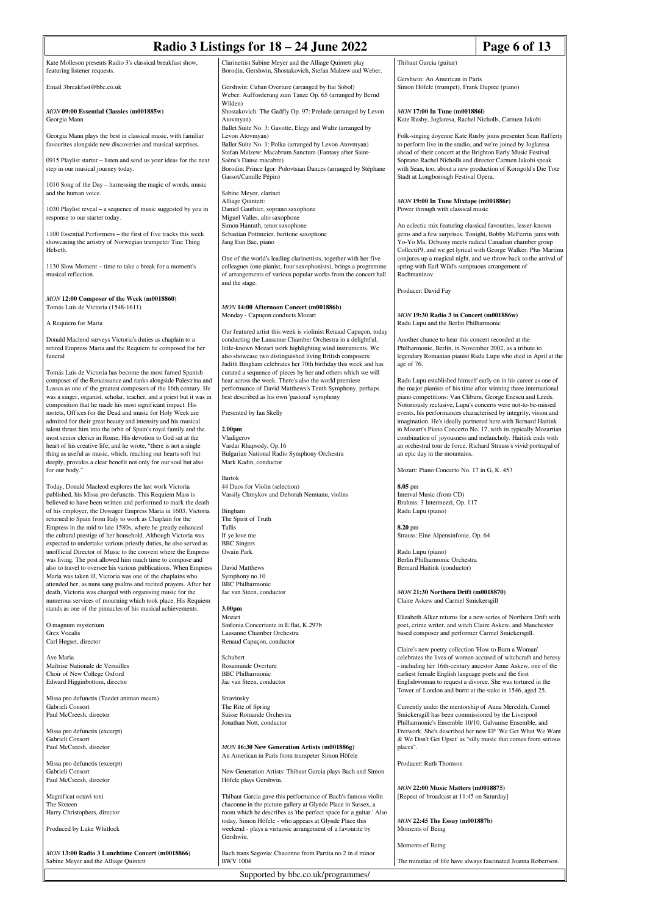Kate Molleson presents Radio 3's classical breakfast show, featuring listener requests.

Email 3breakfast@bbc.co.uk

*MON* **09:00 Essential Classics (m001885w)**
Georgia Mann

Georgia Mann plays the best in classical music, with familiar favourites alongside new discoveries and musical surprises.

0915 Playlist starter – listen and send us your ideas for the next step in our musical journey today.

1010 Song of the Day – harnessing the magic of words, music and the human voice.

1030 Playlist reveal – a sequence of music suggested by you in response to our starter today.

1100 Essential Performers – the first of five tracks this week showcasing the artistry of Norwegian trumpeter Tine Thing Helseth.

1130 Slow Moment – time to take a break for a moment's musical reflection.

*MON* **12:00 Composer of the Week (m0018860)**
Tomás Luis de Victoria (1548-1611)

A Requiem for Maria

Donald Macleod surveys Victoria's duties as chaplain to a retired Empress Maria and the Requiem he composed for her funeral

Tomás Luis de Victoria has become the most famed Spanish composer of the Renaissance and ranks alongside Palestrina and Lassus as one of the greatest composers of the 16th century. He was a singer, organist, scholar, teacher, and a priest but it was in composition that he made his most significant impact. His motets, Offices for the Dead and music for Holy Week are admired for their great beauty and intensity and his musical talent thrust him into the orbit of Spain's royal family and the most senior clerics in Rome. His devotion to God sat at the heart of his creative life; and he wrote, "there is not a single thing as useful as music, which, reaching our hearts soft but deeply, provides a clear benefit not only for our soul but also for our body."

Today, Donald Macleod explores the last work Victoria published, his Missa pro defunctis. This Requiem Mass is believed to have been written and performed to mark the death of his employer, the Dowager Empress Maria in 1603. Victoria returned to Spain from Italy to work as Chaplain for the Empress in the mid to late 1580s, where he greatly enhanced the cultural prestige of her household. Although Victoria was expected to undertake various priestly duties, he also served as unofficial Director of Music to the convent where the Empress was living. The post allowed him much time to compose and also to travel to oversee his various publications. When Empress Maria was taken ill, Victoria was one of the chaplains who attended her, as nuns sang psalms and recited prayers. After her death, Victoria was charged with organising music for the numerous services of mourning which took place. His Requiem stands as one of the pinnacles of his musical achievements.

O magnum mysterium
Grex Vocalis
Carl Høgset, director

Ave Maria
Maîtrise Nationale de Versailles
Choir of New College Oxford
Edward Higginbottom, director

Missa pro defunctis (Taedet animan meam)
Gabrieli Consort
Paul McCreesh, director

Missa pro defunctis (excerpt)
Gabrieli Consort
Paul McCreesh, director

Missa pro defunctis (excerpt)
Gabrieli Consort
Paul McCreesh, director

Magnificat octavi toni
The Sixteen
Harry Christophers, director

Produced by Luke Whitlock

*MON* **13:00 Radio 3 Lunchtime Concert (m0018866)**
Sabine Meyer and the Alliage Quintett

Clarinettist Sabine Meyer and the Alliage Quintett play Borodin, Gershwin, Shostakovich, Stefan Malzew and Weber.

Gershwin: Cuban Overture (arranged by Itai Sobol)
Weber: Aufforderung zum Tanze Op. 65 (arranged by Bernd Wilden)
Shostakovich: The Gadfly Op. 97: Prelude (arranged by Levon Atovmyan)
Ballet Suite No. 3: Gavotte, Elegy and Waltz (arranged by Levon Atovmyan)
Ballet Suite No. 1: Polka (arranged by Levon Atovmyan)
Stefan Malzew: Macabrum Sanctum (Fantasy after Saint-Saëns's Danse macabre)
Borodin: Prince Igor: Polovtsian Dances (arranged by Stéphane Gassot/Camille Pépin)

Sabine Meyer, clarinet
Alliage Quintett:
Daniel Gauthier, soprano saxophone
Miguel Valles, alto saxophone
Simon Hanrath, tenor saxophone
Sebastian Pottmeier, baritone saxophone
Jang Eun Bae, piano

One of the world's leading clarinettists, together with her five colleagues (one pianist, four saxophonists), brings a programme of arrangements of various popular works from the concert hall and the stage.

*MON* **14:00 Afternoon Concert (m001886b)**
Monday - Capuçon conducts Mozart

Our featured artist this week is violinist Renaud Capuçon, today conducting the Lausanne Chamber Orchestra in a delightful, little-known Mozart work highlighting wind instruments. We also showcase two distinguished living British composers: Judith Bingham celebrates her 70th birthday this week and has curated a sequence of pieces by her and others which we will hear across the week. There's also the world premiere performance of David Matthews's Tenth Symphony, perhaps best described as his own 'pastoral' symphony

Presented by Ian Skelly

**2.00pm**
Vladigerov
Vardar Rhapsody, Op.16
Bulgarian National Radio Symphony Orchestra
Mark Kadin, conductor

Bartok
44 Duos for Violin (selection)
Vassily Chmykov and Deborah Nemtanu, violins

Bingham
The Spirit of Truth
Tallis
If ye love me
BBC Singers
Owain Park

David Matthews
Symphony no.10
BBC Philharmonic
Jac van Steen, conductor

**3.00pm**
Mozart
Sinfonia Concertante in E flat, K.297b
Lausanne Chamber Orchestra
Renaud Capuçon, conductor

Schubert
Rosamunde Overture
BBC Philharmonic
Jac van Steen, conductor

Stravinsky
The Rite of Spring
Suisse Romande Orchestra
Jonathan Nott, conductor

*MON* **16:30 New Generation Artists (m001886g)**
An American in Paris from trumpeter Simon Höfele

New Generation Artists: Thibaut Garcia plays Bach and Simon Höfele plays Gershwin.

Thibaut Garcia gave this performance of Bach's famous violin chaconne in the picture gallery at Glynde Place in Sussex, a room which he describes as 'the perfect space for a guitar.' Also today, Simon Höfele - who appears at Glynde Place this weekend - plays a virtuosic arrangement of a favourite by Gershwin.

Bach trans Segovia: Chaconne from Partita no 2 in d minor BWV 1004
Thibaut Garcia (guitar)

Gershwin: An American in Paris
Simon Höfele (trumpet), Frank Dupree (piano)

*MON* **17:00 In Tune (m001886l)**
Kate Rusby, Joglaresa, Rachel Nicholls, Carmen Jakobi

Folk-singing doyenne Kate Rusby joins presenter Sean Rafferty to perform live in the studio, and we're joined by Joglaresa ahead of their concert at the Brighton Early Music Festival. Soprano Rachel Nicholls and director Carmen Jakobi speak with Sean, too, about a new production of Korngold's Die Tote Stadt at Longborough Festival Opera.

*MON* **19:00 In Tune Mixtape (m001886r)**
Power through with classical music

An eclectic mix featuring classical favourites, lesser-known gems and a few surprises. Tonight, Bobby McFerrin jams with Yo-Yo Ma, Debussy meets radical Canadian chamber group Collectif9, and we get lyrical with George Walker. Plus Martinu conjures up a magical night, and we throw back to the arrival of spring with Earl Wild's sumptuous arrangement of Rachmaninov.

Producer: David Fay

*MON* **19:30 Radio 3 in Concert (m001886w)**
Radu Lupu and the Berlin Philharmonic

Another chance to hear this concert recorded at the Philharmonie, Berlin, in November 2002, as a tribute to legendary Romanian pianist Radu Lupu who died in April at the age of 76.

Radu Lupu established himself early on in his career as one of the major pianists of his time after winning three international piano competitions: Van Cliburn, George Enescu and Leeds. Notoriously reclusive, Lupu's concerts were not-to-be-missed events, his performances characterised by integrity, vision and imagination. He's ideally partnered here with Bernard Haitink in Mozart's Piano Concerto No. 17, with its typically Mozartian combination of joyousness and melancholy. Haitink ends with an orchestral tour de force, Richard Strauss's vivid portrayal of an epic day in the mountains.

Mozart: Piano Concerto No. 17 in G, K. 453

**8.05** pm
Interval Music (from CD)
Brahms: 3 Intermezzi, Op. 117
Radu Lupu (piano)

**8.20** pm
Strauss: Eine Alpensinfonie, Op. 64

Radu Lupu (piano)
Berlin Philharmonic Orchestra
Bernard Haitink (conductor)

*MON* **21:30 Northern Drift (m0018870)**
Claire Askew and Carmel Smickersgill

Elizabeth Alker returns for a new series of Northern Drift with poet, crime writer, and witch Claire Askew, and Manchester based composer and performer Carmel Smickersgill.

Claire's new poetry collection 'How to Burn a Woman' celebrates the lives of women accused of witchcraft and heresy - including her 16th-century ancestor Anne Askew, one of the earliest female English language poets and the first Englishwoman to request a divorce. She was tortured in the Tower of London and burnt at the stake in 1546, aged 25.

Currently under the mentorship of Anna Meredith, Carmel Smickersgill has been commissioned by the Liverpool Philharmonic's Ensemble 10/10, Galvanise Ensemble, and Fretwork. She's described her new EP 'We Get What We Want & We Don't Get Upset' as "silly music that comes from serious places".

Producer: Ruth Thomson

*MON* **22:00 Music Matters (m0018875)**
[Repeat of broadcast at 11:45 on Saturday]

*MON* **22:45 The Essay (m001887b)**
Moments of Being

Moments of Being

The minutiae of life have always fascinated Joanna Robertson.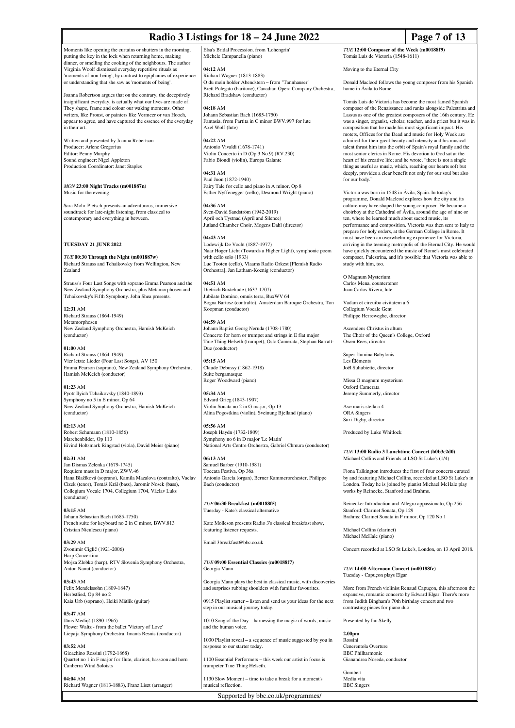Moments like opening the curtains or shutters in the morning, putting the key in the lock when returning home, making dinner, or smelling the cooking of the neighbours. The author Virginia Woolf dismissed everyday repetitive rituals as 'moments of non-being', by contrast to epiphanies of experience or understanding that she saw as 'moments of being'.

Joanna Robertson argues that on the contrary, the deceptively insignificant everyday, is actually what our lives are made of. They shape, frame and colour our waking moments. Other writers, like Proust, or painters like Vermeer or van Hooch, appear to agree, and have captured the essence of the everyday in their art.

Written and presented by Joanna Robertson
Producer: Arlene Gregorius
Editor: Penny Murphy
Sound engineer: Nigel Appleton
Production Coordinator: Janet Staples

*MON* **23:00 Night Tracks (m001887n)**
Music for the evening

Sara Mohr-Pietsch presents an adventurous, immersive soundtrack for late-night listening, from classical to contemporary and everything in between.

## TUESDAY 21 JUNE 2022

*TUE* **00:30 Through the Night (m001887w)**
Richard Strauss and Tchaikovsky from Wellington, New Zealand

Strauss's Four Last Songs with soprano Emma Pearson and the New Zealand Symphony Orchestra, plus Metamorphosen and Tchaikovsky's Fifth Symphony. John Shea presents.

**12:31** AM
Richard Strauss (1864-1949)
Metamorphosen
New Zealand Symphony Orchestra, Hamish McKeich (conductor)

**01:00** AM
Richard Strauss (1864-1949)
Vier letzte Lieder (Four Last Songs), AV 150
Emma Pearson (soprano), New Zealand Symphony Orchestra, Hamish McKeich (conductor)

**01:23** AM
Pyotr Ilyich Tchaikovsky (1840-1893)
Symphony no 5 in E minor, Op 64
New Zealand Symphony Orchestra, Hamish McKeich (conductor)

**02:13** AM
Robert Schumann (1810-1856)
Marchenbilder, Op 113
Eivind Holtsmark Ringstad (viola), David Meier (piano)

**02:31** AM
Jan Dismas Zelenka (1679-1745)
Requiem mass in D major, ZWV.46
Hana Blažíková (soprano), Kamila Mazalova (contralto), Vaclav Cizek (tenor), Tomáš Král (bass), Jaromír Nosek (bass), Collegium Vocale 1704, Collegium 1704, Václav Luks (conductor)

**03:15** AM
Johann Sebastian Bach (1685-1750)
French suite for keyboard no 2 in C minor, BWV.813
Cristian Niculescu (piano)

**03:29** AM
Zvonimir Ciglič (1921-2006)
Harp Concertino
Mojza Zlobko (harp), RTV Slovenia Symphony Orchestra, Anton Nanut (conductor)

**03:43** AM
Felix Mendelssohn (1809-1847)
Herbstlied, Op 84 no 2
Kaia Urb (soprano), Heiki Mätlik (guitar)

**03:47** AM
Jānis Mediņš (1890-1966)
Flower Waltz - from the ballet 'Victory of Love'
Liepaja Symphony Orchestra, Imants Resnis (conductor)

**03:52** AM
Gioachino Rossini (1792-1868)
Quartet no 1 in F major for flute, clarinet, bassoon and horn
Canberra Wind Soloists

**04:04** AM
Richard Wagner (1813-1883), Franz Liszt (arranger)
Elsa's Bridal Procession, from 'Lohengrin'
Michele Campanella (piano)

**04:12** AM
Richard Wagner (1813-1883)
O du mein holder Abendstern – from "Tannhauser"
Brett Polegato (baritone), Canadian Opera Company Orchestra, Richard Bradshaw (conductor)

**04:18** AM
Johann Sebastian Bach (1685-1750)
Fantasia, from Partita in C minor BWV.997 for lute
Axel Wolf (lute)

**04:22** AM
Antonio Vivaldi (1678-1741)
Violin Concerto in D (Op.3 No.9) (RV.230)
Fabio Biondi (violin), Europa Galante

**04:31** AM
Paul Juon (1872-1940)
Fairy Tale for cello and piano in A minor, Op 8
Esther Nyffenegger (cello), Desmond Wright (piano)

**04:36** AM
Sven-David Sandström (1942-2019)
April och Tystnad (April and Silence)
Jutland Chamber Choir, Mogens Dahl (director)

**04:43** AM
Lodewijk De Vocht (1887-1977)
Naar Hoger Licht (Towards a Higher Light), symphonic poem with cello solo (1933)
Luc Tooten (cello), Vlaams Radio Orkest [Flemish Radio Orchestra], Jan Latham-Koenig (conductor)

**04:51** AM
Dietrich Buxtehude (1637-1707)
Jubilate Domino, omnis terra, BuxWV 64
Bogna Bartosz (contralto), Amsterdam Baroque Orchestra, Ton Koopman (conductor)

**04:59** AM
Johann Baptist Georg Neruda (1708-1780)
Concerto for horn or trumpet and strings in E flat major
Tine Thing Helseth (trumpet), Oslo Camerata, Stephan Barratt-Due (conductor)

**05:15** AM
Claude Debussy (1862-1918)
Suite bergamasque
Roger Woodward (piano)

**05:34** AM
Edvard Grieg (1843-1907)
Violin Sonata no 2 in G major, Op 13
Alina Pogostkina (violin), Sveinung Bjelland (piano)

**05:56** AM
Joseph Haydn (1732-1809)
Symphony no 6 in D major 'Le Matin'
National Arts Centre Orchestra, Gabriel Chmura (conductor)

**06:13** AM
Samuel Barber (1910-1981)
Toccata Festiva, Op 36a
Antonio García (organ), Berner Kammerorchester, Philippe Bach (conductor)

*TUE* **06:30 Breakfast (m00188f5)**
Tuesday - Kate's classical alternative

Kate Molleson presents Radio 3's classical breakfast show, featuring listener requests.

Email 3breakfast@bbc.co.uk

*TUE* **09:00 Essential Classics (m00188f7)**
Georgia Mann

Georgia Mann plays the best in classical music, with discoveries and surprises rubbing shoulders with familiar favourites.

0915 Playlist starter – listen and send us your ideas for the next step in our musical journey today.

1010 Song of the Day – harnessing the magic of words, music and the human voice.

1030 Playlist reveal – a sequence of music suggested by you in response to our starter today.

1100 Essential Performers – this week our artist in focus is trumpeter Tine Thing Helseth.

1130 Slow Moment – time to take a break for a moment's musical reflection.

*TUE* **12:00 Composer of the Week (m00188f9)**
Tomás Luis de Victoria (1548-1611)

Moving to the Eternal City

Donald Macleod follows the young composer from his Spanish home in Ávila to Rome.

Tomás Luis de Victoria has become the most famed Spanish composer of the Renaissance and ranks alongside Palestrina and Lassus as one of the greatest composers of the 16th century. He was a singer, organist, scholar, teacher, and a priest but it was in composition that he made his most significant impact. His motets, Offices for the Dead and music for Holy Week are admired for their great beauty and intensity and his musical talent thrust him into the orbit of Spain's royal family and the most senior clerics in Rome. His devotion to God sat at the heart of his creative life; and he wrote, "there is not a single thing as useful as music, which, reaching our hearts soft but deeply, provides a clear benefit not only for our soul but also for our body."

Victoria was born in 1548 in Ávila, Spain. In today's programme, Donald Macleod explores how the city and its culture may have shaped the young composer. He became a choirboy at the Cathedral of Ávila, around the age of nine or ten, where he learned much about sacred music, its performance and composition. Victoria was then sent to Italy to prepare for holy orders, at the German College in Rome. It must have been an overwhelming experience for Victoria, arriving in the teeming metropolis of the Eternal City. He would have quickly encountered the music of Rome's most celebrated composer, Palestrina, and it's possible that Victoria was able to study with him, too.

O Magnum Mysterium
Carlos Mena, countertenor
Juan Carlos Rivera, lute

Vadam et circuibo civitatem a 6
Collegium Vocale Gent
Philippe Herreweghe, director

Ascendens Christus in altum
The Choir of the Queen's College, Oxford
Owen Rees, director

Super flumina Babylonis
Les Éléments
Joël Suhubiette, director

Missa O magnum mysterium
Oxford Camerata
Jeremy Summerly, director

Ave maris stella a 4
ORA Singers
Suzi Digby, director

Produced by Luke Whitlock

*TUE* **13:00 Radio 3 Lunchtime Concert (b0b3c2d0)**
Michael Collins and Friends at LSO St Luke's (1/4)

Fiona Talkington introduces the first of four concerts curated by and featuring Michael Collins, recorded at LSO St Luke's in London. Today he is joined by pianist Michael McHale play works by Reinecke, Stanford and Brahms.

Reinecke: Introduction and Allegro appassionato, Op 256
Stanford: Clarinet Sonata, Op 129
Brahms: Clarinet Sonata in F minor, Op 120 No 1

Michael Collins (clarinet)
Michael McHale (piano)

Concert recorded at LSO St Luke's, London, on 13 April 2018.

*TUE* **14:00 Afternoon Concert (m00188fc)**
Tuesday - Capuçon plays Elgar

More from French violinist Renaud Capuçon, this afternoon the expansive, romantic concerto by Edward Elgar. There's more from Judith Bingham's 70th birthday concert and two contrasting pieces for piano duo

Presented by Ian Skelly

**2.00pm**
Rossini
Cenerentola Overture
BBC Philharmonic
Gianandrea Noseda, conductor

Gombert
Media vita
BBC Singers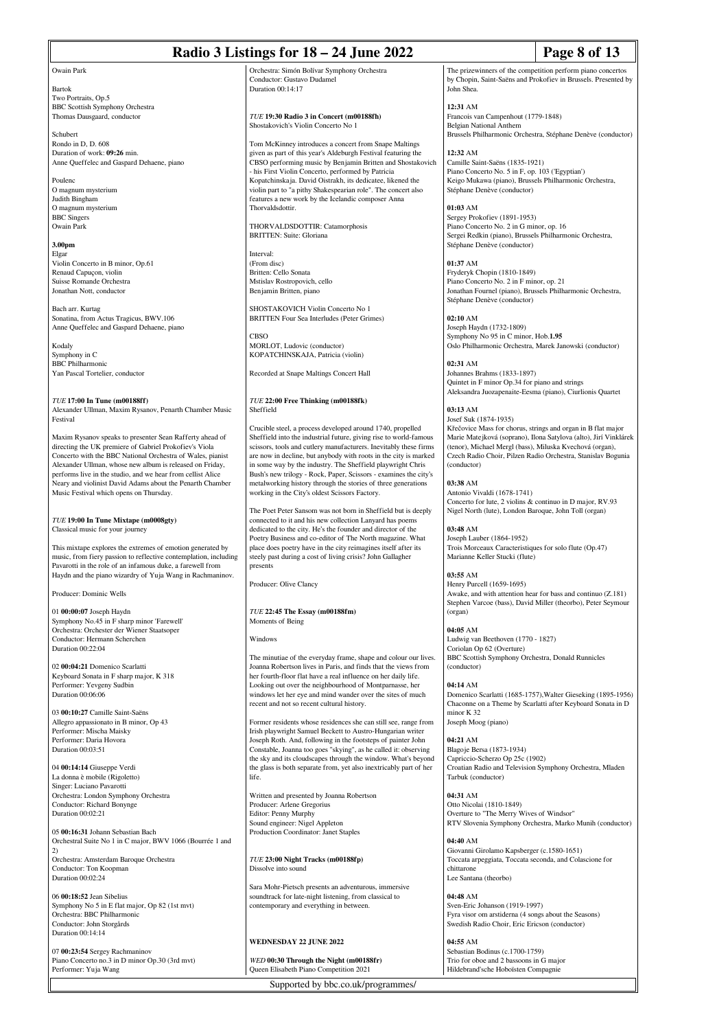Owain Park

Bartok
Two Portraits, Op.5
BBC Scottish Symphony Orchestra
Thomas Dausgaard, conductor

Schubert
Rondo in D, D. 608
Duration of work: **09:26** min.
Anne Queffelec and Gaspard Dehaene, piano

Poulenc
O magnum mysterium
Judith Bingham
O magnum mysterium
BBC Singers
Owain Park

**3.00pm**
Elgar
Violin Concerto in B minor, Op.61
Renaud Capuçon, violin
Suisse Romande Orchestra
Jonathan Nott, conductor

Bach arr. Kurtag
Sonatina, from Actus Tragicus, BWV.106
Anne Queffelec and Gaspard Dehaene, piano

Kodaly
Symphony in C
BBC Philharmonic
Yan Pascal Tortelier, conductor

*TUE* **17:00 In Tune (m00188ff)**
Alexander Ullman, Maxim Rysanov, Penarth Chamber Music Festival

Maxim Rysanov speaks to presenter Sean Rafferty ahead of directing the UK premiere of Gabriel Prokofiev's Viola Concerto with the BBC National Orchestra of Wales, pianist Alexander Ullman, whose new album is released on Friday, performs live in the studio, and we hear from cellist Alice Neary and violinist David Adams about the Penarth Chamber Music Festival which opens on Thursday.

*TUE* **19:00 In Tune Mixtape (m0008gty)**
Classical music for your journey

This mixtape explores the extremes of emotion generated by music, from fiery passion to reflective contemplation, including Pavarotti in the role of an infamous duke, a farewell from Haydn and the piano wizardry of Yuja Wang in Rachmaninov.

Producer: Dominic Wells

01 **00:00:07** Joseph Haydn
Symphony No.45 in F sharp minor 'Farewell'
Orchestra: Orchester der Wiener Staatsoper
Conductor: Hermann Scherchen
Duration 00:22:04

02 **00:04:21** Domenico Scarlatti
Keyboard Sonata in F sharp major, K 318
Performer: Yevgeny Sudbin
Duration 00:06:06

03 **00:10:27** Camille Saint-Saëns
Allegro appassionato in B minor, Op 43
Performer: Mischa Maisky
Performer: Daria Hovora
Duration 00:03:51

04 **00:14:14** Giuseppe Verdi
La donna è mobile (Rigoletto)
Singer: Luciano Pavarotti
Orchestra: London Symphony Orchestra
Conductor: Richard Bonynge
Duration 00:02:21

05 **00:16:31** Johann Sebastian Bach
Orchestral Suite No 1 in C major, BWV 1066 (Bourrée 1 and 2)
Orchestra: Amsterdam Baroque Orchestra
Conductor: Ton Koopman
Duration 00:02:24

06 **00:18:52** Jean Sibelius
Symphony No 5 in E flat major, Op 82 (1st mvt)
Orchestra: BBC Philharmonic
Conductor: John Storgårds
Duration 00:14:14

07 **00:23:54** Sergey Rachmaninov
Piano Concerto no.3 in D minor Op.30 (3rd mvt)
Performer: Yuja Wang
Orchestra: Simón Bolívar Symphony Orchestra
Conductor: Gustavo Dudamel
Duration 00:14:17

*TUE* **19:30 Radio 3 in Concert (m00188fh)**
Shostakovich's Violin Concerto No 1

Tom McKinney introduces a concert from Snape Maltings given as part of this year's Aldeburgh Festival featuring the CBSO performing music by Benjamin Britten and Shostakovich - his First Violin Concerto, performed by Patricia Kopatchinskaja. David Oistrakh, its dedicatee, likened the violin part to "a pithy Shakespearian role". The concert also features a new work by the Icelandic composer Anna Thorvaldsdottir.

THORVALDSDOTTIR: Catamorphosis
BRITTEN: Suite: Gloriana

Interval:
(From disc)
Britten: Cello Sonata
Mstislav Rostropovich, cello
Benjamin Britten, piano

SHOSTAKOVICH Violin Concerto No 1
BRITTEN Four Sea Interludes (Peter Grimes)

CBSO
MORLOT, Ludovic (conductor)
KOPATCHINSKAJA, Patricia (violin)

Recorded at Snape Maltings Concert Hall

*TUE* **22:00 Free Thinking (m00188fk)**
Sheffield

Crucible steel, a process developed around 1740, propelled Sheffield into the industrial future, giving rise to world-famous scissors, tools and cutlery manufacturers. Inevitably these firms are now in decline, but anybody with roots in the city is marked in some way by the industry. The Sheffield playwright Chris Bush's new trilogy - Rock, Paper, Scissors - examines the city's metalworking history through the stories of three generations working in the City's oldest Scissors Factory.

The Poet Peter Sansom was not born in Sheffield but is deeply connected to it and his new collection Lanyard has poems dedicated to the city. He's the founder and director of the Poetry Business and co-editor of The North magazine. What place does poetry have in the city reimagines itself after its steely past during a cost of living crisis? John Gallagher presents

Producer: Olive Clancy

*TUE* **22:45 The Essay (m00188fm)**
Moments of Being

Windows

The minutiae of the everyday frame, shape and colour our lives. Joanna Robertson lives in Paris, and finds that the views from her fourth-floor flat have a real influence on her daily life. Looking out over the neighbourhood of Montparnasse, her windows let her eye and mind wander over the sites of much recent and not so recent cultural history.

Former residents whose residences she can still see, range from Irish playwright Samuel Beckett to Austro-Hungarian writer Joseph Roth. And, following in the footsteps of painter John Constable, Joanna too goes "skying", as he called it: observing the sky and its cloudscapes through the window. What's beyond the glass is both separate from, yet also inextricably part of her life.

Written and presented by Joanna Robertson
Producer: Arlene Gregorius
Editor: Penny Murphy
Sound engineer: Nigel Appleton
Production Coordinator: Janet Staples

*TUE* **23:00 Night Tracks (m00188fp)**
Dissolve into sound

Sara Mohr-Pietsch presents an adventurous, immersive soundtrack for late-night listening, from classical to contemporary and everything in between.

**WEDNESDAY 22 JUNE 2022**

*WED* **00:30 Through the Night (m00188fr)**
Queen Elisabeth Piano Competition 2021

The prizewinners of the competition perform piano concertos by Chopin, Saint-Saëns and Prokofiev in Brussels. Presented by John Shea.

**12:31** AM
Francois van Campenhout (1779-1848)
Belgian National Anthem
Brussels Philharmonic Orchestra, Stéphane Denève (conductor)

**12:32** AM
Camille Saint-Saëns (1835-1921)
Piano Concerto No. 5 in F, op. 103 ('Egyptian')
Keigo Mukawa (piano), Brussels Philharmonic Orchestra, Stéphane Denève (conductor)

**01:03** AM
Sergey Prokofiev (1891-1953)
Piano Concerto No. 2 in G minor, op. 16
Sergei Redkin (piano), Brussels Philharmonic Orchestra, Stéphane Denève (conductor)

**01:37** AM
Fryderyk Chopin (1810-1849)
Piano Concerto No. 2 in F minor, op. 21
Jonathan Fournel (piano), Brussels Philharmonic Orchestra, Stéphane Denève (conductor)

**02:10** AM
Joseph Haydn (1732-1809)
Symphony No 95 in C minor, Hob.**1.95**
Oslo Philharmonic Orchestra, Marek Janowski (conductor)

**02:31** AM
Johannes Brahms (1833-1897)
Quintet in F minor Op.34 for piano and strings
Aleksandra Juozapenaite-Eesma (piano), Ciurlionis Quartet

**03:13** AM
Josef Suk (1874-1935)
Křečovice Mass for chorus, strings and organ in B flat major
Marie Matejková (soprano), Ilona Satylova (alto), Jirí Vinklárek (tenor), Michael Mergl (bass), Miluska Kvechová (organ), Czech Radio Choir, Pilzen Radio Orchestra, Stanislav Bogunia (conductor)

**03:38** AM
Antonio Vivaldi (1678-1741)
Concerto for lute, 2 violins & continuo in D major, RV.93
Nigel North (lute), London Baroque, John Toll (organ)

**03:48** AM
Joseph Lauber (1864-1952)
Trois Morceaux Caracteristiques for solo flute (Op.47)
Marianne Keller Stucki (flute)

**03:55** AM
Henry Purcell (1659-1695)
Awake, and with attention hear for bass and continuo (Z.181)
Stephen Varcoe (bass), David Miller (theorbo), Peter Seymour (organ)

**04:05** AM
Ludwig van Beethoven (1770 - 1827)
Coriolan Op 62 (Overture)
BBC Scottish Symphony Orchestra, Donald Runnicles (conductor)

**04:14** AM
Domenico Scarlatti (1685-1757),Walter Gieseking (1895-1956)
Chaconne on a Theme by Scarlatti after Keyboard Sonata in D minor K 32
Joseph Moog (piano)

**04:21** AM
Blagoje Bersa (1873-1934)
Capriccio-Scherzo Op 25c (1902)
Croatian Radio and Television Symphony Orchestra, Mladen Tarbuk (conductor)

**04:31** AM
Otto Nicolai (1810-1849)
Overture to "The Merry Wives of Windsor"
RTV Slovenia Symphony Orchestra, Marko Munih (conductor)

**04:40** AM
Giovanni Girolamo Kapsberger (c.1580-1651)
Toccata arpeggiata, Toccata seconda, and Colascione for chittarone
Lee Santana (theorbo)

**04:48** AM
Sven-Eric Johanson (1919-1997)
Fyra visor om arstiderna (4 songs about the Seasons)
Swedish Radio Choir, Eric Ericson (conductor)

**04:55** AM
Sebastian Bodinus (c.1700-1759)
Trio for oboe and 2 bassoons in G major
Hildebrand'sche Hoboïsten Compagnie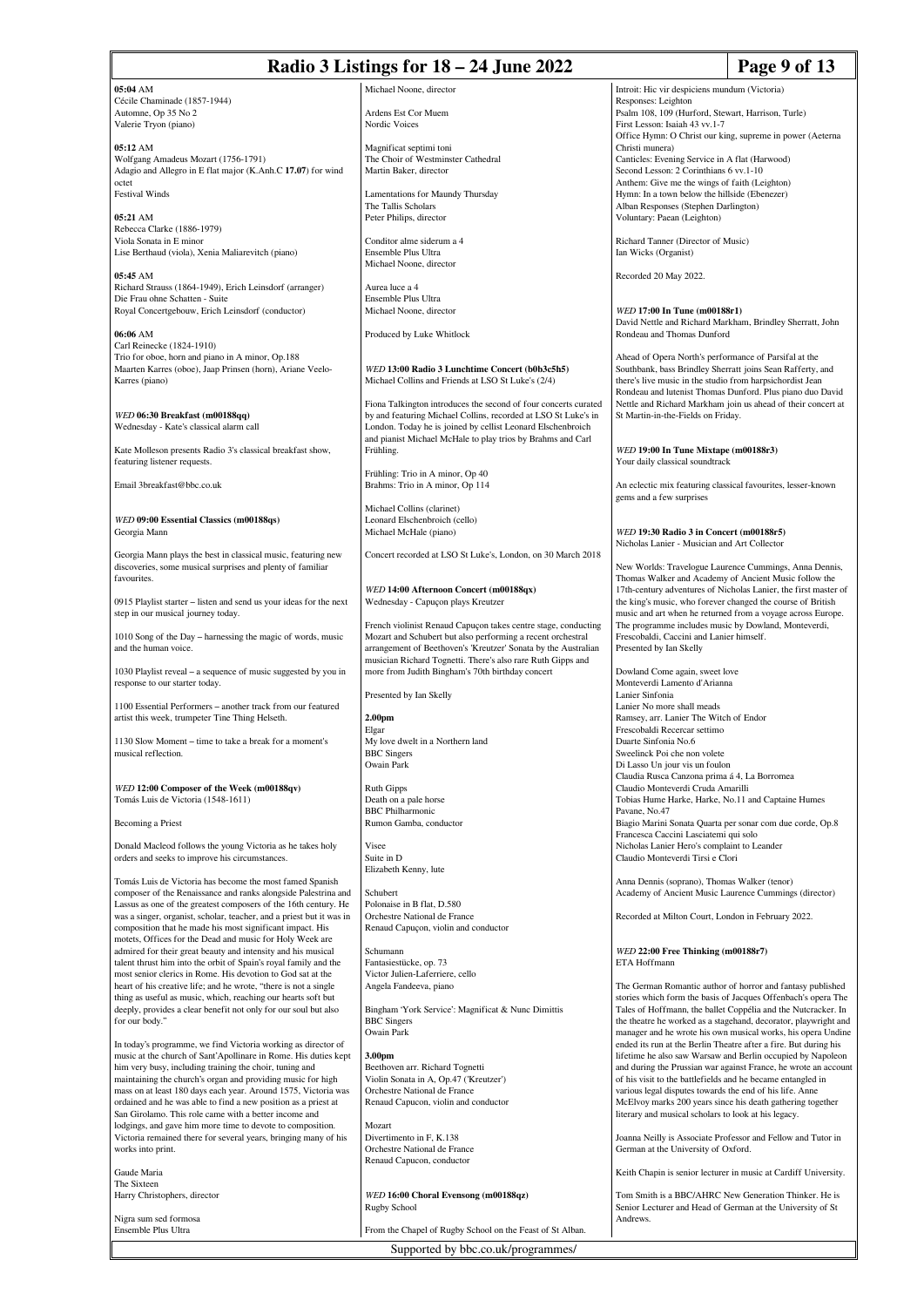**05:04** AM
Cécile Chaminade (1857-1944)
Automne, Op 35 No 2
Valerie Tryon (piano)

**05:12** AM
Wolfgang Amadeus Mozart (1756-1791)
Adagio and Allegro in E flat major (K.Anh.C **17.07**) for wind octet
Festival Winds

**05:21** AM
Rebecca Clarke (1886-1979)
Viola Sonata in E minor
Lise Berthaud (viola), Xenia Maliarevitch (piano)

**05:45** AM
Richard Strauss (1864-1949), Erich Leinsdorf (arranger)
Die Frau ohne Schatten - Suite
Royal Concertgebouw, Erich Leinsdorf (conductor)

**06:06** AM
Carl Reinecke (1824-1910)
Trio for oboe, horn and piano in A minor, Op.188
Maarten Karres (oboe), Jaap Prinsen (horn), Ariane Veelo-Karres (piano)

*WED* **06:30 Breakfast (m00188qq)**
Wednesday - Kate's classical alarm call

Kate Molleson presents Radio 3's classical breakfast show, featuring listener requests.

Email 3breakfast@bbc.co.uk

*WED* **09:00 Essential Classics (m00188qs)**
Georgia Mann

Georgia Mann plays the best in classical music, featuring new discoveries, some musical surprises and plenty of familiar favourites.

0915 Playlist starter – listen and send us your ideas for the next step in our musical journey today.

1010 Song of the Day – harnessing the magic of words, music and the human voice.

1030 Playlist reveal – a sequence of music suggested by you in response to our starter today.

1100 Essential Performers – another track from our featured artist this week, trumpeter Tine Thing Helseth.

1130 Slow Moment – time to take a break for a moment's musical reflection.

*WED* **12:00 Composer of the Week (m00188qv)**
Tomás Luis de Victoria (1548-1611)

Becoming a Priest

Donald Macleod follows the young Victoria as he takes holy orders and seeks to improve his circumstances.

Tomás Luis de Victoria has become the most famed Spanish composer of the Renaissance and ranks alongside Palestrina and Lassus as one of the greatest composers of the 16th century. He was a singer, organist, scholar, teacher, and a priest but it was in composition that he made his most significant impact. His motets, Offices for the Dead and music for Holy Week are admired for their great beauty and intensity and his musical talent thrust him into the orbit of Spain's royal family and the most senior clerics in Rome. His devotion to God sat at the heart of his creative life; and he wrote, "there is not a single thing as useful as music, which, reaching our hearts soft but deeply, provides a clear benefit not only for our soul but also for our body."

In today's programme, we find Victoria working as director of music at the church of Sant'Apollinare in Rome. His duties kept him very busy, including training the choir, tuning and maintaining the church's organ and providing music for high mass on at least 180 days each year. Around 1575, Victoria was ordained and he was able to find a new position as a priest at San Girolamo. This role came with a better income and lodgings, and gave him more time to devote to composition. Victoria remained there for several years, bringing many of his works into print.

Gaude Maria
The Sixteen
Harry Christophers, director

Nigra sum sed formosa
Ensemble Plus Ultra
Michael Noone, director

Ardens Est Cor Muem
Nordic Voices

Magnificat septimi toni
The Choir of Westminster Cathedral
Martin Baker, director

Lamentations for Maundy Thursday
The Tallis Scholars
Peter Philips, director

Conditor alme siderum a 4
Ensemble Plus Ultra
Michael Noone, director

Aurea luce a 4
Ensemble Plus Ultra
Michael Noone, director

Produced by Luke Whitlock

*WED* **13:00 Radio 3 Lunchtime Concert (b0b3c5h5)**
Michael Collins and Friends at LSO St Luke's (2/4)

Fiona Talkington introduces the second of four concerts curated by and featuring Michael Collins, recorded at LSO St Luke's in London. Today he is joined by cellist Leonard Elschenbroich and pianist Michael McHale to play trios by Brahms and Carl Frühling.

Frühling: Trio in A minor, Op 40
Brahms: Trio in A minor, Op 114

Michael Collins (clarinet)
Leonard Elschenbroich (cello)
Michael McHale (piano)

Concert recorded at LSO St Luke's, London, on 30 March 2018

*WED* **14:00 Afternoon Concert (m00188qx)**
Wednesday - Capuçon plays Kreutzer

French violinist Renaud Capuçon takes centre stage, conducting Mozart and Schubert but also performing a recent orchestral arrangement of Beethoven's 'Kreutzer' Sonata by the Australian musician Richard Tognetti. There's also rare Ruth Gipps and more from Judith Bingham's 70th birthday concert

Presented by Ian Skelly

**2.00pm**
Elgar
My love dwelt in a Northern land
BBC Singers
Owain Park

Ruth Gipps
Death on a pale horse
BBC Philharmonic
Rumon Gamba, conductor

Visee
Suite in D
Elizabeth Kenny, lute

Schubert
Polonaise in B flat, D.580
Orchestre National de France
Renaud Capuçon, violin and conductor

Schumann
Fantasiestücke, op. 73
Victor Julien-Laferriere, cello
Angela Fandeeva, piano

Bingham 'York Service': Magnificat & Nunc Dimittis
BBC Singers
Owain Park

**3.00pm**
Beethoven arr. Richard Tognetti
Violin Sonata in A, Op.47 ('Kreutzer')
Orchestre National de France
Renaud Capucon, violin and conductor

Mozart
Divertimento in F, K.138
Orchestre National de France
Renaud Capucon, conductor

*WED* **16:00 Choral Evensong (m00188qz)**
Rugby School

From the Chapel of Rugby School on the Feast of St Alban.

Introit: Hic vir despiciens mundum (Victoria)
Responses: Leighton
Psalm 108, 109 (Hurford, Stewart, Harrison, Turle)
First Lesson: Isaiah 43 vv.1-7
Office Hymn: O Christ our king, supreme in power (Aeterna Christi munera)
Canticles: Evening Service in A flat (Harwood)
Second Lesson: 2 Corinthians 6 vv.1-10
Anthem: Give me the wings of faith (Leighton)
Hymn: In a town below the hillside (Ebenezer)
Alban Responses (Stephen Darlington)
Voluntary: Paean (Leighton)

Richard Tanner (Director of Music)
Ian Wicks (Organist)

Recorded 20 May 2022.

*WED* **17:00 In Tune (m00188r1)**
David Nettle and Richard Markham, Brindley Sherratt, John Rondeau and Thomas Dunford

Ahead of Opera North's performance of Parsifal at the Southbank, bass Brindley Sherratt joins Sean Rafferty, and there's live music in the studio from harpsichordist Jean Rondeau and lutenist Thomas Dunford. Plus piano duo David Nettle and Richard Markham join us ahead of their concert at St Martin-in-the-Fields on Friday.

*WED* **19:00 In Tune Mixtape (m00188r3)**
Your daily classical soundtrack

An eclectic mix featuring classical favourites, lesser-known gems and a few surprises

*WED* **19:30 Radio 3 in Concert (m00188r5)**
Nicholas Lanier - Musician and Art Collector

New Worlds: Travelogue Laurence Cummings, Anna Dennis, Thomas Walker and Academy of Ancient Music follow the 17th-century adventures of Nicholas Lanier, the first master of the king's music, who forever changed the course of British music and art when he returned from a voyage across Europe. The programme includes music by Dowland, Monteverdi, Frescobaldi, Caccini and Lanier himself.
Presented by Ian Skelly

Dowland Come again, sweet love
Monteverdi Lamento d'Arianna
Lanier Sinfonia
Lanier No more shall meads
Ramsey, arr. Lanier The Witch of Endor
Frescobaldi Recercar settimo
Duarte Sinfonia No.6
Sweelinck Poi che non volete
Di Lasso Un jour vis un foulon
Claudia Rusca Canzona prima á 4, La Borromea
Claudio Monteverdi Cruda Amarilli
Tobias Hume Harke, Harke, No.11 and Captaine Humes Pavane, No.47
Biagio Marini Sonata Quarta per sonar com due corde, Op.8
Francesca Caccini Lasciatemi qui solo
Nicholas Lanier Hero's complaint to Leander
Claudio Monteverdi Tirsi e Clori

Anna Dennis (soprano), Thomas Walker (tenor)
Academy of Ancient Music Laurence Cummings (director)

Recorded at Milton Court, London in February 2022.

*WED* **22:00 Free Thinking (m00188r7)**
ETA Hoffmann

The German Romantic author of horror and fantasy published stories which form the basis of Jacques Offenbach's opera The Tales of Hoffmann, the ballet Coppélia and the Nutcracker. In the theatre he worked as a stagehand, decorator, playwright and manager and he wrote his own musical works, his opera Undine ended its run at the Berlin Theatre after a fire. But during his lifetime he also saw Warsaw and Berlin occupied by Napoleon and during the Prussian war against France, he wrote an account of his visit to the battlefields and he became entangled in various legal disputes towards the end of his life. Anne McElvoy marks 200 years since his death gathering together literary and musical scholars to look at his legacy.

Joanna Neilly is Associate Professor and Fellow and Tutor in German at the University of Oxford.

Keith Chapin is senior lecturer in music at Cardiff University.

Tom Smith is a BBC/AHRC New Generation Thinker. He is Senior Lecturer and Head of German at the University of St Andrews.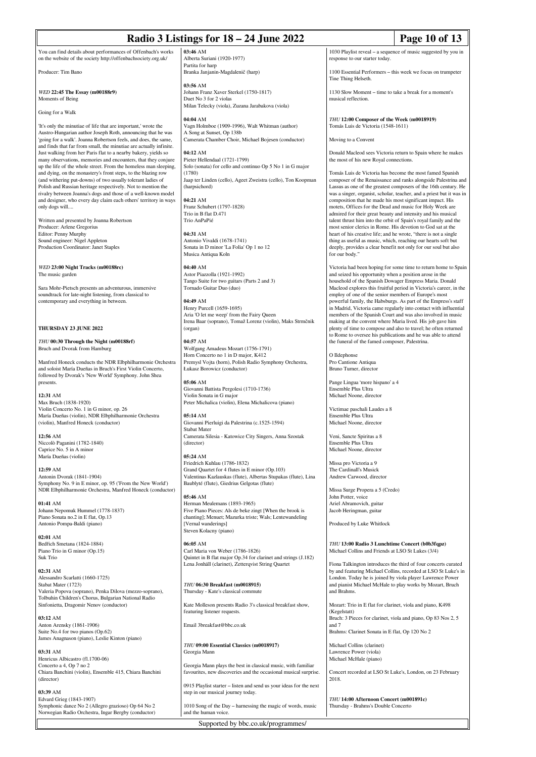You can find details about performances of Offenbach's works on the website of the society http://offenbachsociety.org.uk/

Producer: Tim Bano

*WED* **22:45 The Essay (m00188r9)**
Moments of Being

Going for a Walk

'It's only the minutiae of life that are important,' wrote the Austro-Hungarian author Joseph Roth, announcing that he was 'going for a walk'. Joanna Robertson feels, and does, the same, and finds that far from small, the minutiae are actually infinite. Just walking from her Paris flat to a nearby bakery, yields so many observations, memories and encounters, that they conjure up the life of the whole street. From the homeless man sleeping, and dying, on the monastery's front steps, to the blazing row (and withering put-downs) of two usually tolerant ladies of Polish and Russian heritage respectively. Not to mention the rivalry between Joanna's dogs and those of a well-known model and designer, who every day claim each others' territory in ways only dogs will....

Written and presented by Joanna Robertson
Producer: Arlene Gregorius
Editor: Penny Murphy
Sound engineer: Nigel Appleton
Production Coordinator: Janet Staples

*WED* **23:00 Night Tracks (m00188rc)**
The music garden

Sara Mohr-Pietsch presents an adventurous, immersive soundtrack for late-night listening, from classical to contemporary and everything in between.

**THURSDAY 23 JUNE 2022**

*THU* **00:30 Through the Night (m00188rf)**
Bruch and Dvorak from Hamburg

Manfred Honeck conducts the NDR Elbphilharmonie Orchestra and soloist María Dueñas in Bruch's First Violin Concerto, followed by Dvorak's 'New World' Symphony. John Shea presents.

**12:31** AM
Max Bruch (1838-1920)
Violin Concerto No. 1 in G minor, op. 26
María Dueñas (violin), NDR Elbphilharmonie Orchestra (violin), Manfred Honeck (conductor)

**12:56** AM
Niccolò Paganini (1782-1840)
Caprice No. 5 in A minor
María Dueñas (violin)

**12:59** AM
Antonin Dvorak (1841-1904)
Symphony No. 9 in E minor, op. 95 ('From the New World')
NDR Elbphilharmonie Orchestra, Manfred Honeck (conductor)

**01:41** AM
Johann Nepomuk Hummel (1778-1837)
Piano Sonata no.2 in E flat, Op.13
Antonio Pompa-Baldi (piano)

**02:01** AM
Bedřich Smetana (1824-1884)
Piano Trio in G minor (Op.15)
Suk Trio

**02:31** AM
Alessandro Scarlatti (1660-1725)
Stabat Mater (1723)
Valeria Popova (soprano), Penka Dilova (mezzo-soprano), Tolbuhin Children's Chorus, Bulgarian National Radio Sinfonietta, Dragomir Nenov (conductor)

**03:12** AM
Anton Arensky (1861-1906)
Suite No.4 for two pianos (Op.62)
James Anagnason (piano), Leslie Kinton (piano)

**03:31** AM
Henricus Albicastro (fl.1700-06)
Concerto a 4, Op 7 no 2
Chiara Banchini (violin), Ensemble 415, Chiara Banchini (director)

**03:39** AM
Edvard Grieg (1843-1907)
Symphonic dance No 2 (Allegro grazioso) Op 64 No 2
Norwegian Radio Orchestra, Ingar Bergby (conductor)

**03:46** AM
Alberta Suriani (1920-1977)
Partita for harp
Branka Janjanin-Magdalenič (harp)

**03:56** AM
Johann Franz Xaver Sterkel (1750-1817)
Duet No 3 for 2 violas
Milan Telecky (viola), Zuzana Jarabakova (viola)

**04:04** AM
Vagn Holmboe (1909-1996), Walt Whitman (author)
A Song at Sunset, Op 138b
Camerata Chamber Choir, Michael Bojesen (conductor)

**04:12** AM
Pieter Hellendaal (1721-1799)
Solo (sonata) for cello and continuo Op 5 No 1 in G major (1780)
Jaap ter Linden (cello), Ageet Zweistra (cello), Ton Koopman (harpsichord)

**04:21** AM
Franz Schubert (1797-1828)
Trio in B flat D.471
Trio AnPaPié

**04:31** AM
Antonio Vivaldi (1678-1741)
Sonata in D minor 'La Folia' Op 1 no 12
Musica Antiqua Koln

**04:40** AM
Astor Piazzolla (1921-1992)
Tango Suite for two guitars (Parts 2 and 3)
Tornado Guitar Duo (duo)

**04:49** AM
Henry Purcell (1659-1695)
Aria 'O let me weep' from the Fairy Queen
Irena Baar (soprano), Tomaž Lorenz (violin), Maks Strmčnik (organ)

**04:57** AM
Wolfgang Amadeus Mozart (1756-1791)
Horn Concerto no 1 in D major, K412
Premysl Vojta (horn), Polish Radio Symphony Orchestra, Łukasz Borowicz (conductor)

**05:06** AM
Giovanni Battista Pergolesi (1710-1736)
Violin Sonata in G major
Peter Michalica (violin), Elena Michalicova (piano)

**05:14** AM
Giovanni Pierluigi da Palestrina (c.1525-1594)
Stabat Mater
Camerata Silesia - Katowice City Singers, Anna Szostak (director)

**05:24** AM
Friedrich Kuhlau (1786-1832)
Grand Quartet for 4 flutes in E minor (Op.103)
Valentinas Kazlauskas (flute), Albertas Stupakas (flute), Lina Baublyté (flute), Giedrius Gelgotas (flute)

**05:46** AM
Herman Meulemans (1893-1965)
Five Piano Pieces: Als de beke zingt [When the brook is chanting]; Menuet; Mazurka triste; Wals; Lentewandeling [Vernal wanderings]
Steven Kolacny (piano)

**06:05** AM
Carl Maria von Weber (1786-1826)
Quintet in B flat major Op.34 for clarinet and strings (J.182)
Lena Jonhäll (clarinet), Zetterqvist String Quartet

*THU* **06:30 Breakfast (m0018915)**
Thursday - Kate's classical commute

Kate Molleson presents Radio 3's classical breakfast show, featuring listener requests.

Email 3breakfast@bbc.co.uk

*THU* **09:00 Essential Classics (m0018917)**
Georgia Mann

Georgia Mann plays the best in classical music, with familiar favourites, new discoveries and the occasional musical surprise.

0915 Playlist starter – listen and send us your ideas for the next step in our musical journey today.

1010 Song of the Day – harnessing the magic of words, music and the human voice.

1030 Playlist reveal – a sequence of music suggested by you in response to our starter today.

1100 Essential Performers – this week we focus on trumpeter Tine Thing Helseth.

1130 Slow Moment – time to take a break for a moment's musical reflection.

*THU* **12:00 Composer of the Week (m0018919)**
Tomás Luis de Victoria (1548-1611)

Moving to a Convent

Donald Macleod sees Victoria return to Spain where he makes the most of his new Royal connections.

Tomás Luis de Victoria has become the most famed Spanish composer of the Renaissance and ranks alongside Palestrina and Lassus as one of the greatest composers of the 16th century. He was a singer, organist, scholar, teacher, and a priest but it was in composition that he made his most significant impact. His motets, Offices for the Dead and music for Holy Week are admired for their great beauty and intensity and his musical talent thrust him into the orbit of Spain's royal family and the most senior clerics in Rome. His devotion to God sat at the heart of his creative life; and he wrote, "there is not a single thing as useful as music, which, reaching our hearts soft but deeply, provides a clear benefit not only for our soul but also for our body."

Victoria had been hoping for some time to return home to Spain and seized his opportunity when a position arose in the household of the Spanish Dowager Empress Maria. Donald Macleod explores this fruitful period in Victoria's career, in the employ of one of the senior members of Europe's most powerful family, the Habsburgs. As part of the Empress's staff in Madrid, Victoria came regularly into contact with influential members of the Spanish Court and was also involved in music making at the convent where Maria lived. His job gave him plenty of time to compose and also to travel; he often returned to Rome to oversee his publications and he was able to attend the funeral of the famed composer, Palestrina.

O Ildephonse
Pro Cantione Antiqua
Bruno Turner, director

Pange Lingua 'more hispano' a 4
Ensemble Plus Ultra
Michael Noone, director

Victimae paschali Laudes a 8
Ensemble Plus Ultra
Michael Noone, director

Veni, Sancte Spiritus a 8
Ensemble Plus Ultra
Michael Noone, director

Missa pro Victoria a 9
The Cardinall's Musick
Andrew Carwood, director

Missa Surge Propera a 5 (Credo)
John Potter, voice
Ariel Abramovich, guitar
Jacob Heringman, guitar

Produced by Luke Whitlock

*THU* **13:00 Radio 3 Lunchtime Concert (b0b3fqpz)**
Michael Collins and Friends at LSO St Lukes (3/4)

Fiona Talkington introduces the third of four concerts curated by and featuring Michael Collins, recorded at LSO St Luke's in London. Today he is joined by viola player Lawrence Power and pianist Michael McHale to play works by Mozart, Bruch and Brahms.

Mozart: Trio in E flat for clarinet, viola and piano, K498 (Kegelstatt)
Bruch: 3 Pieces for clarinet, viola and piano, Op 83 Nos 2, 5 and 7
Brahms: Clarinet Sonata in E flat, Op 120 No 2

Michael Collins (clarinet)
Lawrence Power (viola)
Michael McHale (piano)

Concert recorded at LSO St Luke's, London, on 23 February 2018.

*THU* **14:00 Afternoon Concert (m001891c)**
Thursday - Brahms's Double Concerto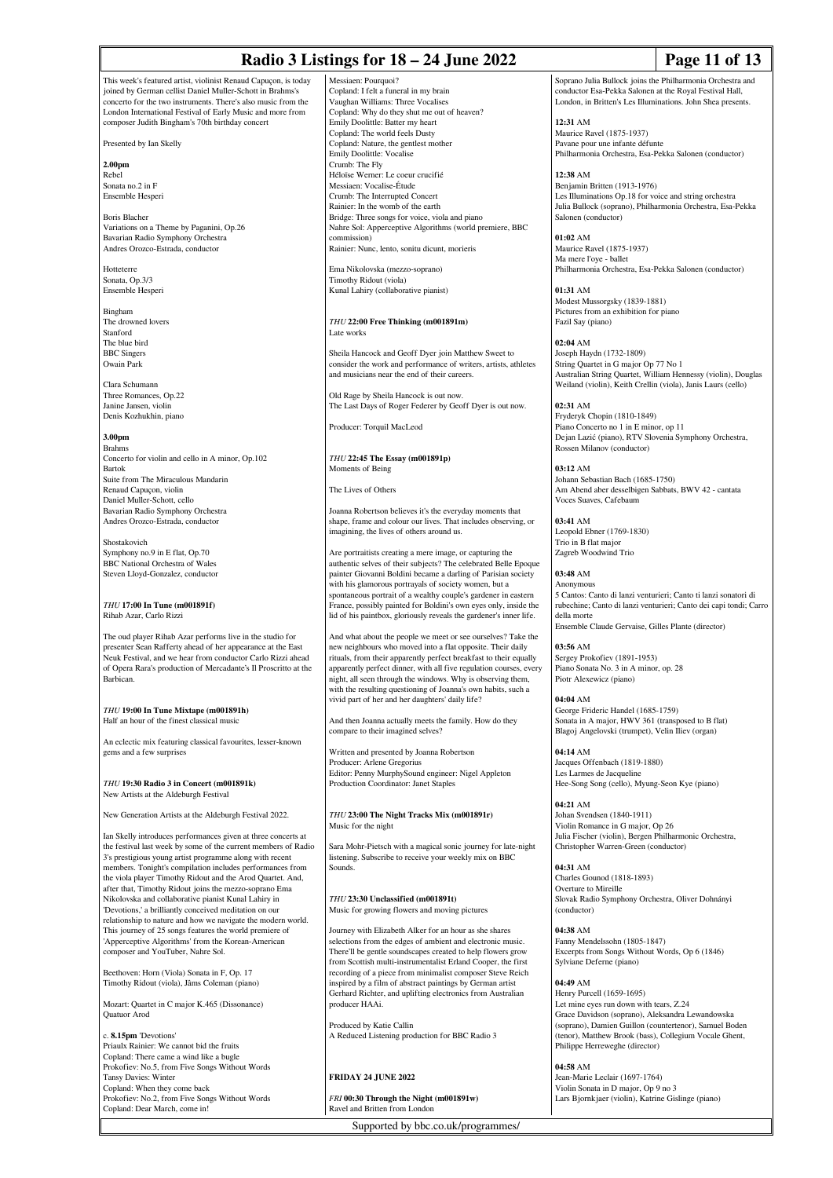This week's featured artist, violinist Renaud Capuçon, is today joined by German cellist Daniel Muller-Schott in Brahms's concerto for the two instruments. There's also music from the London International Festival of Early Music and more from composer Judith Bingham's 70th birthday concert

Presented by Ian Skelly

**2.00pm**
Rebel
Sonata no.2 in F
Ensemble Hesperi

Boris Blacher
Variations on a Theme by Paganini, Op.26
Bavarian Radio Symphony Orchestra
Andres Orozco-Estrada, conductor

Hotteterre
Sonata, Op.3/3
Ensemble Hesperi

Bingham
The drowned lovers
Stanford
The blue bird
BBC Singers
Owain Park

Clara Schumann
Three Romances, Op.22
Janine Jansen, violin
Denis Kozhukhin, piano

**3.00pm**
Brahms
Concerto for violin and cello in A minor, Op.102
Bartok
Suite from The Miraculous Mandarin
Renaud Capuçon, violin
Daniel Muller-Schott, cello
Bavarian Radio Symphony Orchestra
Andres Orozco-Estrada, conductor

Shostakovich
Symphony no.9 in E flat, Op.70
BBC National Orchestra of Wales
Steven Lloyd-Gonzalez, conductor

*THU* **17:00 In Tune (m001891f)**
Rihab Azar, Carlo Rizzi

The oud player Rihab Azar performs live in the studio for presenter Sean Rafferty ahead of her appearance at the East Neuk Festival, and we hear from conductor Carlo Rizzi ahead of Opera Rara's production of Mercadante's Il Proscritto at the Barbican.

*THU* **19:00 In Tune Mixtape (m001891h)**
Half an hour of the finest classical music

An eclectic mix featuring classical favourites, lesser-known gems and a few surprises

*THU* **19:30 Radio 3 in Concert (m001891k)**
New Artists at the Aldeburgh Festival

New Generation Artists at the Aldeburgh Festival 2022.

Ian Skelly introduces performances given at three concerts at the festival last week by some of the current members of Radio 3's prestigious young artist programme along with recent members. Tonight's compilation includes performances from the viola player Timothy Ridout and the Arod Quartet. And, after that, Timothy Ridout joins the mezzo-soprano Ema Nikolovska and collaborative pianist Kunal Lahiry in 'Devotions,' a brilliantly conceived meditation on our relationship to nature and how we navigate the modern world. This journey of 25 songs features the world premiere of 'Apperceptive Algorithms' from the Korean-American composer and YouTuber, Nahre Sol.

Beethoven: Horn (Viola) Sonata in F, Op. 17
Timothy Ridout (viola), Jâms Coleman (piano)

Mozart: Quartet in C major K.465 (Dissonance)
Quatuor Arod

c. **8.15pm** 'Devotions'
Priaulx Rainier: We cannot bid the fruits
Copland: There came a wind like a bugle
Prokofiev: No.5, from Five Songs Without Words
Tansy Davies: Winter
Copland: When they come back
Prokofiev: No.2, from Five Songs Without Words
Copland: Dear March, come in!
Messiaen: Pourquoi?
Copland: I felt a funeral in my brain
Vaughan Williams: Three Vocalises
Copland: Why do they shut me out of heaven?
Emily Doolittle: Batter my heart
Copland: The world feels Dusty
Copland: Nature, the gentlest mother
Emily Doolittle: Vocalise
Crumb: The Fly
Héloïse Werner: Le coeur crucifié
Messiaen: Vocalise-Étude
Crumb: The Interrupted Concert
Rainier: In the womb of the earth
Bridge: Three songs for voice, viola and piano
Nahre Sol: Apperceptive Algorithms (world premiere, BBC commission)
Rainier: Nunc, lento, sonitu dicunt, morieris

Ema Nikolovska (mezzo-soprano)
Timothy Ridout (viola)
Kunal Lahiry (collaborative pianist)

*THU* **22:00 Free Thinking (m001891m)**
Late works

Sheila Hancock and Geoff Dyer join Matthew Sweet to consider the work and performance of writers, artists, athletes and musicians near the end of their careers.

Old Rage by Sheila Hancock is out now.
The Last Days of Roger Federer by Geoff Dyer is out now.

Producer: Torquil MacLeod

*THU* **22:45 The Essay (m001891p)**
Moments of Being

The Lives of Others

Joanna Robertson believes it's the everyday moments that shape, frame and colour our lives. That includes observing, or imagining, the lives of others around us.

Are portraitists creating a mere image, or capturing the authentic selves of their subjects? The celebrated Belle Epoque painter Giovanni Boldini became a darling of Parisian society with his glamorous portrayals of society women, but a spontaneous portrait of a wealthy couple's gardener in eastern France, possibly painted for Boldini's own eyes only, inside the lid of his paintbox, gloriously reveals the gardener's inner life.

And what about the people we meet or see ourselves? Take the new neighbours who moved into a flat opposite. Their daily rituals, from their apparently perfect breakfast to their equally apparently perfect dinner, with all five regulation courses, every night, all seen through the windows. Why is observing them, with the resulting questioning of Joanna's own habits, such a vivid part of her and her daughters' daily life?

And then Joanna actually meets the family. How do they compare to their imagined selves?

Written and presented by Joanna Robertson
Producer: Arlene Gregorius
Editor: Penny MurphySound engineer: Nigel Appleton
Production Coordinator: Janet Staples

*THU* **23:00 The Night Tracks Mix (m001891r)**
Music for the night

Sara Mohr-Pietsch with a magical sonic journey for late-night listening. Subscribe to receive your weekly mix on BBC Sounds.

*THU* **23:30 Unclassified (m001891t)**
Music for growing flowers and moving pictures

Journey with Elizabeth Alker for an hour as she shares selections from the edges of ambient and electronic music. There'll be gentle soundscapes created to help flowers grow from Scottish multi-instrumentalist Erland Cooper, the first recording of a piece from minimalist composer Steve Reich inspired by a film of abstract paintings by German artist Gerhard Richter, and uplifting electronics from Australian producer HAAi.

Produced by Katie Callin
A Reduced Listening production for BBC Radio 3

**FRIDAY 24 JUNE 2022**

*FRI* **00:30 Through the Night (m001891w)**
Ravel and Britten from London

Soprano Julia Bullock joins the Philharmonia Orchestra and conductor Esa-Pekka Salonen at the Royal Festival Hall, London, in Britten's Les Illuminations. John Shea presents.

**12:31** AM
Maurice Ravel (1875-1937)
Pavane pour une infante défunte
Philharmonia Orchestra, Esa-Pekka Salonen (conductor)

**12:38** AM
Benjamin Britten (1913-1976)
Les Illuminations Op.18 for voice and string orchestra
Julia Bullock (soprano), Philharmonia Orchestra, Esa-Pekka Salonen (conductor)

**01:02** AM
Maurice Ravel (1875-1937)
Ma mere l'oye - ballet
Philharmonia Orchestra, Esa-Pekka Salonen (conductor)

**01:31** AM
Modest Mussorgsky (1839-1881)
Pictures from an exhibition for piano
Fazil Say (piano)

**02:04** AM
Joseph Haydn (1732-1809)
String Quartet in G major Op 77 No 1
Australian String Quartet, William Hennessy (violin), Douglas Weiland (violin), Keith Crellin (viola), Janis Laurs (cello)

**02:31** AM
Fryderyk Chopin (1810-1849)
Piano Concerto no 1 in E minor, op 11
Dejan Lazić (piano), RTV Slovenia Symphony Orchestra, Rossen Milanov (conductor)

**03:12** AM
Johann Sebastian Bach (1685-1750)
Am Abend aber desselbigen Sabbats, BWV 42 - cantata
Voces Suaves, Cafebaum

**03:41** AM
Leopold Ebner (1769-1830)
Trio in B flat major
Zagreb Woodwind Trio

**03:48** AM
Anonymous
5 Cantos: Canto di lanzi venturieri; Canto ti lanzi sonatori di rubechine; Canto di lanzi venturieri; Canto dei capi tondi; Carro della morte
Ensemble Claude Gervaise, Gilles Plante (director)

**03:56** AM
Sergey Prokofiev (1891-1953)
Piano Sonata No. 3 in A minor, op. 28
Piotr Alexewicz (piano)

**04:04** AM
George Frideric Handel (1685-1759)
Sonata in A major, HWV 361 (transposed to B flat)
Blagoj Angelovski (trumpet), Velin Iliev (organ)

**04:14** AM
Jacques Offenbach (1819-1880)
Les Larmes de Jacqueline
Hee-Song Song (cello), Myung-Seon Kye (piano)

**04:21** AM
Johan Svendsen (1840-1911)
Violin Romance in G major, Op 26
Julia Fischer (violin), Bergen Philharmonic Orchestra, Christopher Warren-Green (conductor)

**04:31** AM
Charles Gounod (1818-1893)
Overture to Mireille
Slovak Radio Symphony Orchestra, Oliver Dohnányi (conductor)

**04:38** AM
Fanny Mendelssohn (1805-1847)
Excerpts from Songs Without Words, Op 6 (1846)
Sylviane Deferne (piano)

**04:49** AM
Henry Purcell (1659-1695)
Let mine eyes run down with tears, Z.24
Grace Davidson (soprano), Aleksandra Lewandowska (soprano), Damien Guillon (countertenor), Samuel Boden (tenor), Matthew Brook (bass), Collegium Vocale Ghent, Philippe Herreweghe (director)

**04:58** AM
Jean-Marie Leclair (1697-1764)
Violin Sonata in D major, Op 9 no 3
Lars Bjornkjaer (violin), Katrine Gislinge (piano)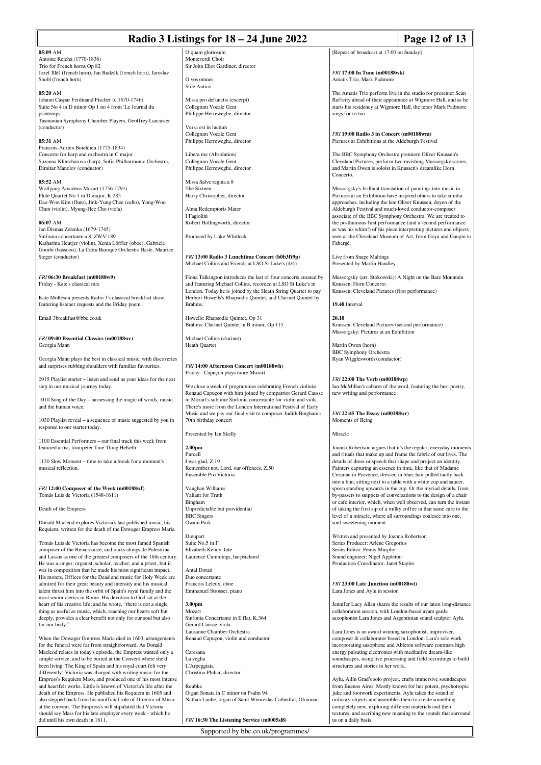**05:09** AM
Antoine Reicha (1770-1836)
Trio for French horns Op 82
Jozef Illéš (french horn), Jan Budzák (french horn), Jaroslav Snobl (french horn)

**05:20** AM
Johann Caspar Ferdinand Fischer (c.1670-1746)
Suite No 4 in D minor Op 1 no 4 from 'Le Journal du printemps'
Tasmanian Symphony Chamber Players, Geoffrey Lancaster (conductor)

**05:31** AM
Francois-Adrien Boieldieu (1775-1834)
Concerto for harp and orchestra in C major
Suzanna Klintcharova (harp), Sofia Philharmonic Orchestra, Dimitar Manolov (conductor)

**05:52** AM
Wolfgang Amadeus Mozart (1756-1791)
Flute Quartet No 1 in D major, K 285
Dae-Won Kim (flute), Jink-Yung Chee (cello), Yong-Woo Chun (violin), Myung-Hee Cho (viola)

**06:07** AM
Jan Dismas Zelenka (1679-1745)
Sinfonia concertante a 8, ZWV 189
Katharina Heutjer (violin), Xenia Löffler (oboe), Gabriele Gombi (bassoon), La Cetra Baroque Orchestra Basle, Maurice Steger (conductor)

*FRI* **06:30 Breakfast (m00188w9)**
Friday - Kate's classical mix

Kate Molleson presents Radio 3's classical breakfast show, featuring listener requests and the Friday poem.

Email 3breakfast@bbc.co.uk

*FRI* **09:00 Essential Classics (m00188wc)**
Georgia Mann

Georgia Mann plays the best in classical music, with discoveries and surprises rubbing shoulders with familiar favourites.

0915 Playlist starter – listen and send us your ideas for the next step in our musical journey today.

1010 Song of the Day – harnessing the magic of words, music and the human voice.

1030 Playlist reveal – a sequence of music suggested by you in response to our starter today.

1100 Essential Performers – our final track this week from featured artist, trumpeter Tine Thing Helseth.

1130 Slow Moment – time to take a break for a moment's musical reflection.

*FRI* **12:00 Composer of the Week (m00188wf)**
Tomás Luis de Victoria (1548-1611)

Death of the Empress

Donald Macleod explores Victoria's last published music, his Requiem, written for the death of the Dowager Empress Maria

Tomás Luis de Victoria has become the most famed Spanish composer of the Renaissance, and ranks alongside Palestrina and Lassus as one of the greatest composers of the 16th century. He was a singer, organist, scholar, teacher, and a priest, but it was in composition that he made his most significant impact. His motets, Offices for the Dead and music for Holy Week are admired for their great beauty and intensity and his musical talent thrust him into the orbit of Spain's royal family and the most senior clerics in Rome. His devotion to God sat at the heart of his creative life; and he wrote, "there is not a single thing as useful as music, which, reaching our hearts soft but deeply, provides a clear benefit not only for our soul but also for our body."

When the Dowager Empress Maria died in 1603, arrangements for the funeral were far from straightforward. As Donald Macleod relates in today's episode, the Empress wanted only a simple service, and to be buried at the Convent where she'd been living. The King of Spain and his royal court felt very differently! Victoria was charged with writing music for the Empress's Requiem Mass, and produced one of his most intense and heartfelt works. Little is known of Victoria's life after the death of the Empress. He published his Requiem in 1605 and also stepped back from his unofficial role of Director of Music at the convent. The Empress's will stipulated that Victoria should say Mass for his late employer every week - which he did until his own death in 1611.

O quam gloriosum
Monteverdi Choir
Sir John Eliot Gardiner, director

O vos omnes
Stile Antico

Missa pro defunctis (excerpt)
Collegium Vocale Gent
Philippe Herreweghe, director

Versa est in luctum
Collegium Vocale Gent
Philippe Herreweghe, director

Libera me (Absolution)
Collegium Vocale Gent
Philippe Herreweghe, director

Missa Salve regina a 8
The Sixteen
Harry Christopher, director

Alma Redemptoris Mater
I Fagiolini
Robert Hollingworth, director

Produced by Luke Whitlock

*FRI* **13:00 Radio 3 Lunchtime Concert (b0b3ft9p)**
Michael Collins and Friends at LSO St Luke's (4/4)

Fiona Talkington introduces the last of four concerts curated by and featuring Michael Collins, recorded at LSO St Luke's in London. Today he is joined by the Heath String Quartet to pay Herbert Howells's Rhapsodic Quintet, and Clarinet Quintet by Brahms.

Howells: Rhapsodic Quintet, Op 31
Brahms: Clarinet Quintet in B minor, Op 115

Michael Collins (clarinet)
Heath Quartet

*FRI* **14:00 Afternoon Concert (m00188wh)**
Friday - Capuçon plays more Mozart

We close a week of programmes celebrating French violinist Renaud Capuçon with him joined by compatriot Gerard Causse in Mozart's sublime Sinfonia concertante for violin and viola. There's more from the London International Festival of Early Music and we pay our final visit to composer Judith Bingham's 70th birthday concert

Presented by Ian Skelly

**2.00pm**
Purcell
I was glad, Z.19
Remember not, Lord, our offences, Z.50
Ensemble Pro Victoria

Vaughan Williams
Valiant for Truth
Bingham
Unpredictable but providential
BBC Singers
Owain Park

Dieupart
Suite No.5 in F
Elizabeth Kenny, lute
Laurence Cummings, harpsichord

Antal Dorati
Duo concertante
Francois Leleux, oboe
Emmanuel Strosser, piano

**3.00pm**
Mozart
Sinfonia Concertante in E flat, K.364
Gerard Causse, viola
Lausanne Chamber Orchestra
Renaud Capuçon, violin and conductor

Caresana
La veglia
L'Arpeggiata
Christina Pluhar, director

Reubke
Organ Sonata in C minor on Psalm 94
Nathan Laube, organ of Saint Wenceslas Cathedral, Olomouc

*FRI* **16:30 The Listening Service (m0005sl8)**
[Repeat of broadcast at 17:00 on Sunday]

*FRI* **17:00 In Tune (m00188wk)**
Amatis Trio, Mark Padmore

The Amatis Trio perform live in the studio for presenter Sean Rafferty ahead of their appearance at Wigmore Hall, and as he starts his residency at Wigmore Hall, the tenor Mark Padmore sings for us too.

*FRI* **19:00 Radio 3 in Concert (m00188wm)**
Pictures at Exhibitions at the Aldeburgh Festival

The BBC Symphony Orchestra premiere Oliver Knussen's Cleveland Pictures, perform two ravishing Mussorgsky scores, and Martin Owen is soloist in Knussen's dreamlike Horn Concerto.

Mussorgsky's brilliant translation of paintings into music in Pictures at an Exhibition have inspired others to take similar approaches, including the late Oliver Knussen, doyen of the Aldeburgh Festival and much-loved conductor-composer associate of the BBC Symphony Orchestra. We are treated to the posthumous first performance (and a second performance as was his whim!) of his piece interpreting pictures and objects seen at the Cleveland Museum of Art, from Goya and Gaugin to Fabergé.

Live from Snape Maltings
Presented by Martin Handley

Mussorgsky (arr. Stokowski): A Night on the Bare Mountain
Knussen: Horn Concerto
Knussen: Cleveland Pictures (first performance)

**19.40** Interval

**20.10**
Knussen: Cleveland Pictures (second performance)
Mussorgsky: Pictures at an Exhibition

Martin Owen (horn)
BBC Symphony Orchestra
Ryan Wigglesworth (conductor)

*FRI* **22:00 The Verb (m00188wp)**
Ian McMillan's cabaret of the word, featuring the best poetry, new writing and performance

*FRI* **22:45 The Essay (m00188wr)**
Moments of Being

Miracle

Joanna Robertson argues that it's the regular, everyday moments and rituals that make up and frame the fabric of our lives. The details of dress or speech that shape and project an identity. Painters capturing an essence in time, like that of Madame Cezanne in Provence, dressed in blue, hair pulled tautly back into a bun, sitting next to a table with a white cup and saucer, spoon standing upwards in the cup. Or the myriad details, from by-passers to snippets of conversations to the design of a chair or cafe interior, which, when well observed, can turn the instant of taking the first sip of a milky coffee in that same cafe to the level of a miracle, where all surroundings coalesce into one, soul-sweetening moment.

Written and presented by Joanna Robertson
Series Producer: Arlene Gregorius
Series Editor: Penny Murphy
Sound engineer: Nigel Appleton
Production Coordinator: Janet Staples

*FRI* **23:00 Late Junction (m00188wt)**
Lara Jones and Aylu in session

Jennifer Lucy Allan shares the results of our latest long-distance collaboration session, with London-based avant garde saxophonist Lara Jones and Argentinian sound sculptor Aylu.

Lara Jones is an award winning saxophonist, improviser, composer & collaborator based in London. Lara's solo work incorporating saxophone and Ableton software contrasts high energy pulsating electronics with meditative dream-like soundscapes, using live processing and field recordings to build structures and stories in her work..

Aylu, Ailín Grad's solo project, crafts immersive soundscapes from Buenos Aires. Mostly known for her potent, psychotropic juke and footwork experiments, Aylu takes the sound of ordinary objects and assembles them to create something completely new, exploring different materials and their textures, and ascribing new meaning to the sounds that surround us on a daily basis.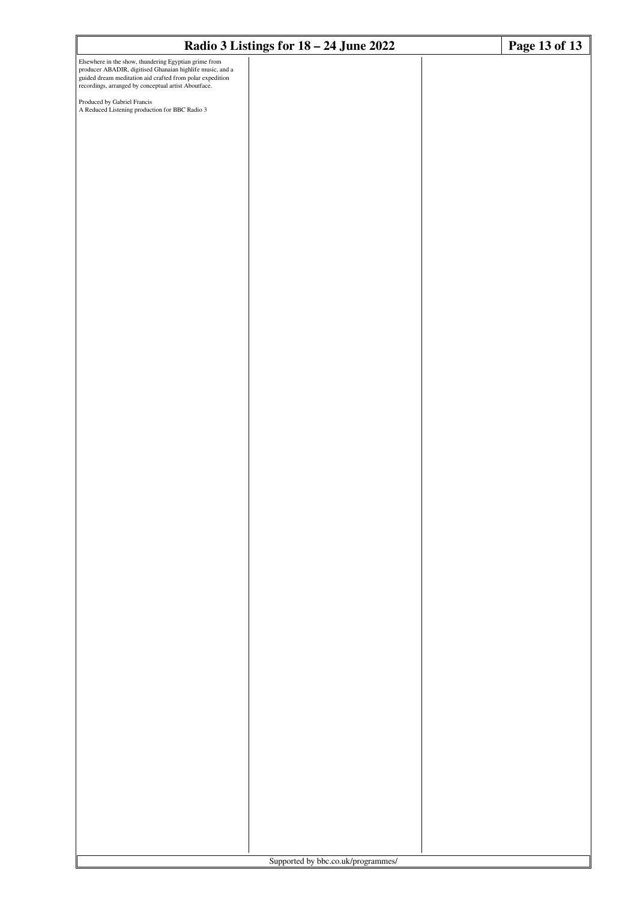Elsewhere in the show, thundering Egyptian grime from producer ABADIR, digitised Ghanaian highlife music, and a guided dream meditation aid crafted from polar expedition recordings, arranged by conceptual artist Aboutface.

Produced by Gabriel Francis
A Reduced Listening production for BBC Radio 3